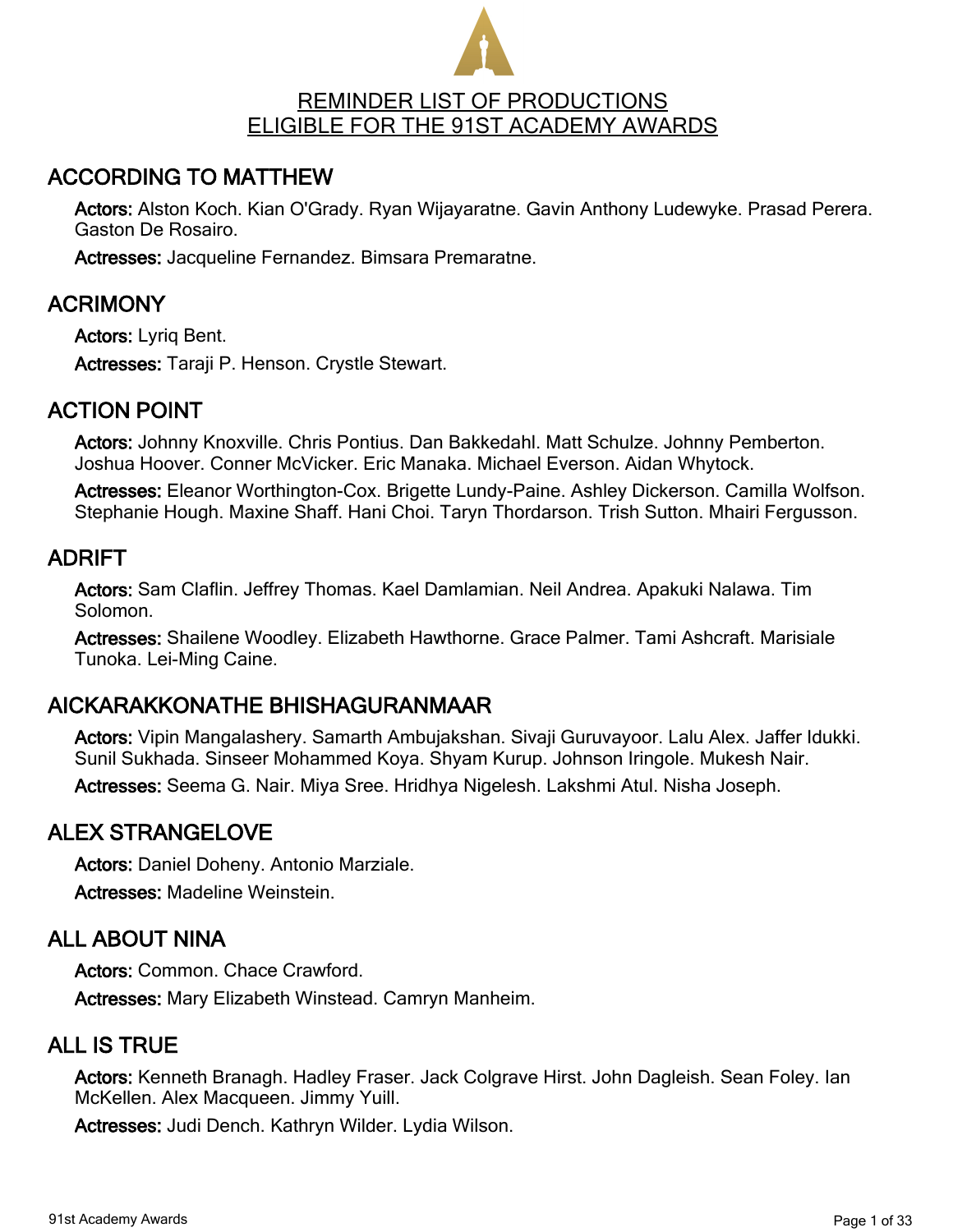# REMINDER LIST OF PRODUCTIONS ELIGIBLE FOR THE 91ST ACADEMY AWARDS

## ACCORDING TO MATTHEW

**Actors:** Alston Koch. Kian O'Grady. Ryan Wijayaratne. Gavin Anthony Ludewyke. Prasad Perera. Gaston De Rosairo.

**Actresses:** Jacqueline Fernandez. Bimsara Premaratne.

## ACRIMONY

**Actors:** Lyriq Bent.

**Actresses:** Taraji P. Henson. Crystle Stewart.

## ACTION POINT

**Actors:** Johnny Knoxville. Chris Pontius. Dan Bakkedahl. Matt Schulze. Johnny Pemberton. Joshua Hoover. Conner McVicker. Eric Manaka. Michael Everson. Aidan Whytock.

**Actresses:** Eleanor Worthington-Cox. Brigette Lundy-Paine. Ashley Dickerson. Camilla Wolfson. Stephanie Hough. Maxine Shaff. Hani Choi. Taryn Thordarson. Trish Sutton. Mhairi Fergusson.

## ADRIFT

**Actors:** Sam Claflin. Jeffrey Thomas. Kael Damlamian. Neil Andrea. Apakuki Nalawa. Tim Solomon.

**Actresses:** Shailene Woodley. Elizabeth Hawthorne. Grace Palmer. Tami Ashcraft. Marisiale Tunoka. Lei-Ming Caine.

## AICKARAKKONATHE BHISHAGURANMAAR

**Actors:** Vipin Mangalashery. Samarth Ambujakshan. Sivaji Guruvayoor. Lalu Alex. Jaffer Idukki. Sunil Sukhada. Sinseer Mohammed Koya. Shyam Kurup. Johnson Iringole. Mukesh Nair.

**Actresses:** Seema G. Nair. Miya Sree. Hridhya Nigelesh. Lakshmi Atul. Nisha Joseph.

## ALEX STRANGELOVE

**Actors:** Daniel Doheny. Antonio Marziale.

**Actresses:** Madeline Weinstein.

## ALL ABOUT NINA

**Actors:** Common. Chace Crawford.

**Actresses:** Mary Elizabeth Winstead. Camryn Manheim.

## ALL IS TRUE

**Actors:** Kenneth Branagh. Hadley Fraser. Jack Colgrave Hirst. John Dagleish. Sean Foley. Ian McKellen. Alex Macqueen. Jimmy Yuill.

**Actresses:** Judi Dench. Kathryn Wilder. Lydia Wilson.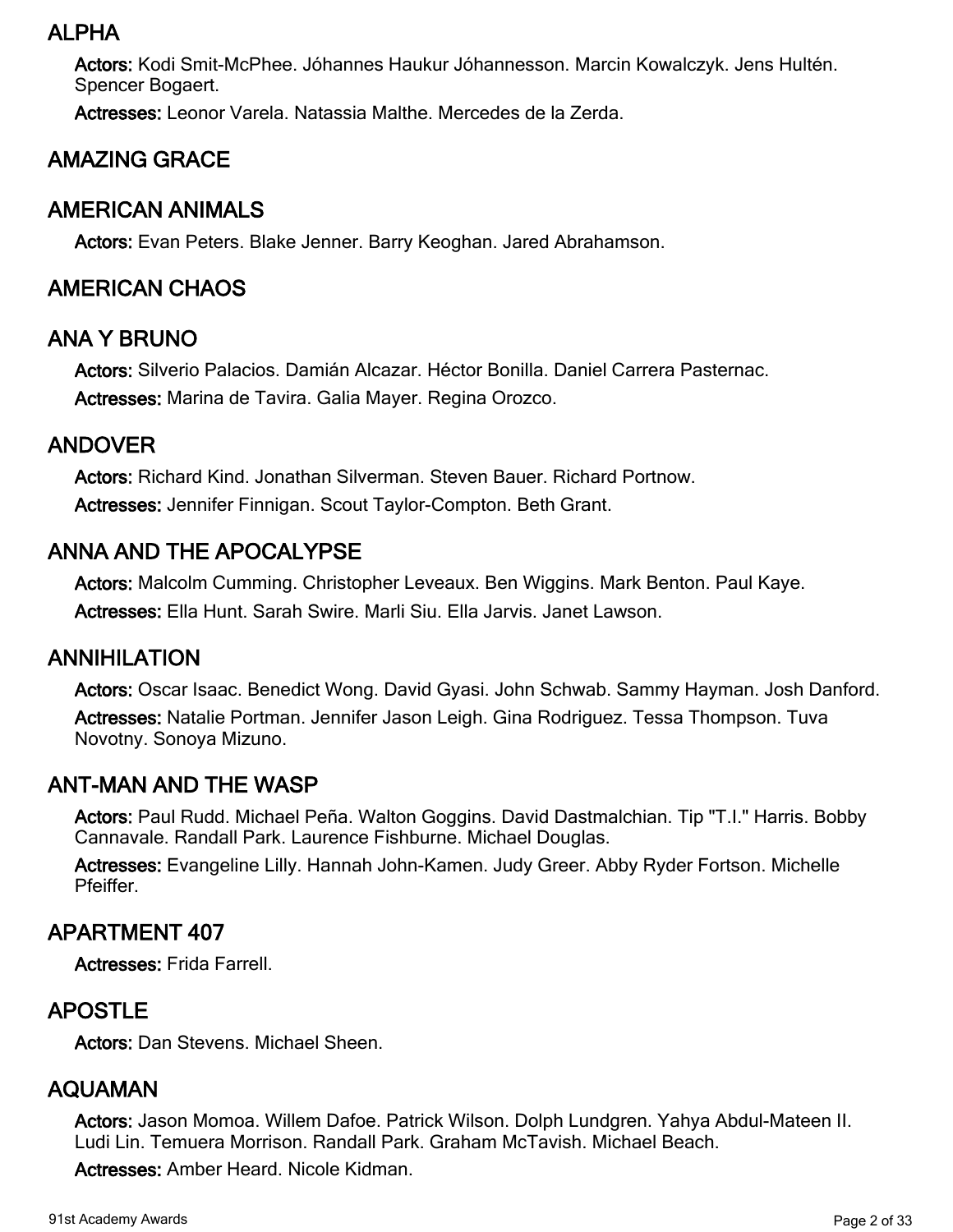## ALPHA

**Actors:** Kodi Smit-McPhee. Jóhannes Haukur Jóhannesson. Marcin Kowalczyk. Jens Hultén. Spencer Bogaert.

**Actresses:** Leonor Varela. Natassia Malthe. Mercedes de la Zerda.

## AMAZING GRACE

## AMERICAN ANIMALS

**Actors:** Evan Peters. Blake Jenner. Barry Keoghan. Jared Abrahamson.

## AMERICAN CHAOS

## ANA Y BRUNO

**Actors:** Silverio Palacios. Damián Alcazar. Héctor Bonilla. Daniel Carrera Pasternac.

**Actresses:** Marina de Tavira. Galia Mayer. Regina Orozco.

## ANDOVER

**Actors:** Richard Kind. Jonathan Silverman. Steven Bauer. Richard Portnow.

**Actresses:** Jennifer Finnigan. Scout Taylor-Compton. Beth Grant.

## ANNA AND THE APOCALYPSE

**Actors:** Malcolm Cumming. Christopher Leveaux. Ben Wiggins. Mark Benton. Paul Kaye.

**Actresses:** Ella Hunt. Sarah Swire. Marli Siu. Ella Jarvis. Janet Lawson.

## ANNIHILATION

**Actors:** Oscar Isaac. Benedict Wong. David Gyasi. John Schwab. Sammy Hayman. Josh Danford.

**Actresses:** Natalie Portman. Jennifer Jason Leigh. Gina Rodriguez. Tessa Thompson. Tuva Novotny. Sonoya Mizuno.

## ANT-MAN AND THE WASP

**Actors:** Paul Rudd. Michael Peña. Walton Goggins. David Dastmalchian. Tip "T.I." Harris. Bobby Cannavale. Randall Park. Laurence Fishburne. Michael Douglas.

**Actresses:** Evangeline Lilly. Hannah John-Kamen. Judy Greer. Abby Ryder Fortson. Michelle Pfeiffer.

## APARTMENT 407

**Actresses:** Frida Farrell.

## APOSTLE

**Actors:** Dan Stevens. Michael Sheen.

## AQUAMAN

**Actors:** Jason Momoa. Willem Dafoe. Patrick Wilson. Dolph Lundgren. Yahya Abdul-Mateen II. Ludi Lin. Temuera Morrison. Randall Park. Graham McTavish. Michael Beach.

**Actresses:** Amber Heard. Nicole Kidman.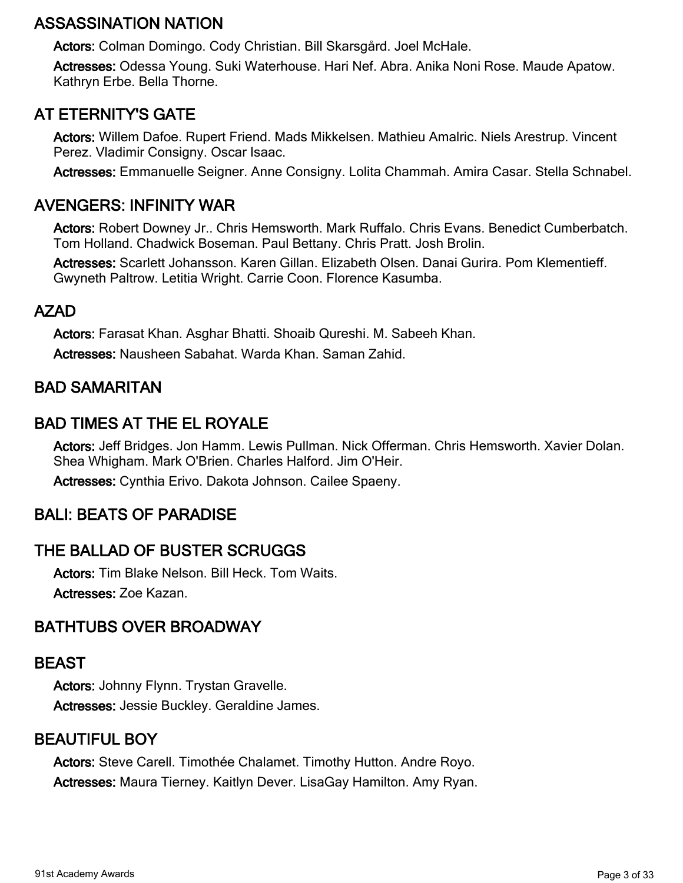## ASSASSINATION NATION

**Actors:** Colman Domingo. Cody Christian. Bill Skarsgård. Joel McHale.

**Actresses:** Odessa Young. Suki Waterhouse. Hari Nef. Abra. Anika Noni Rose. Maude Apatow. Kathryn Erbe. Bella Thorne.

## AT ETERNITY'S GATE

**Actors:** Willem Dafoe. Rupert Friend. Mads Mikkelsen. Mathieu Amalric. Niels Arestrup. Vincent Perez. Vladimir Consigny. Oscar Isaac.

**Actresses:** Emmanuelle Seigner. Anne Consigny. Lolita Chammah. Amira Casar. Stella Schnabel.

## AVENGERS: INFINITY WAR

**Actors:** Robert Downey Jr.. Chris Hemsworth. Mark Ruffalo. Chris Evans. Benedict Cumberbatch. Tom Holland. Chadwick Boseman. Paul Bettany. Chris Pratt. Josh Brolin.

**Actresses:** Scarlett Johansson. Karen Gillan. Elizabeth Olsen. Danai Gurira. Pom Klementieff. Gwyneth Paltrow. Letitia Wright. Carrie Coon. Florence Kasumba.

## AZAD

**Actors:** Farasat Khan. Asghar Bhatti. Shoaib Qureshi. M. Sabeeh Khan.

**Actresses:** Nausheen Sabahat. Warda Khan. Saman Zahid.

## BAD SAMARITAN

## BAD TIMES AT THE EL ROYALE

**Actors:** Jeff Bridges. Jon Hamm. Lewis Pullman. Nick Offerman. Chris Hemsworth. Xavier Dolan. Shea Whigham. Mark O'Brien. Charles Halford. Jim O'Heir.

**Actresses:** Cynthia Erivo. Dakota Johnson. Cailee Spaeny.

## BALI: BEATS OF PARADISE

## THE BALLAD OF BUSTER SCRUGGS

**Actors:** Tim Blake Nelson. Bill Heck. Tom Waits.

**Actresses:** Zoe Kazan.

## BATHTUBS OVER BROADWAY

## BEAST

**Actors:** Johnny Flynn. Trystan Gravelle.

**Actresses:** Jessie Buckley. Geraldine James.

## BEAUTIFUL BOY

**Actors:** Steve Carell. Timothée Chalamet. Timothy Hutton. Andre Royo.

**Actresses:** Maura Tierney. Kaitlyn Dever. LisaGay Hamilton. Amy Ryan.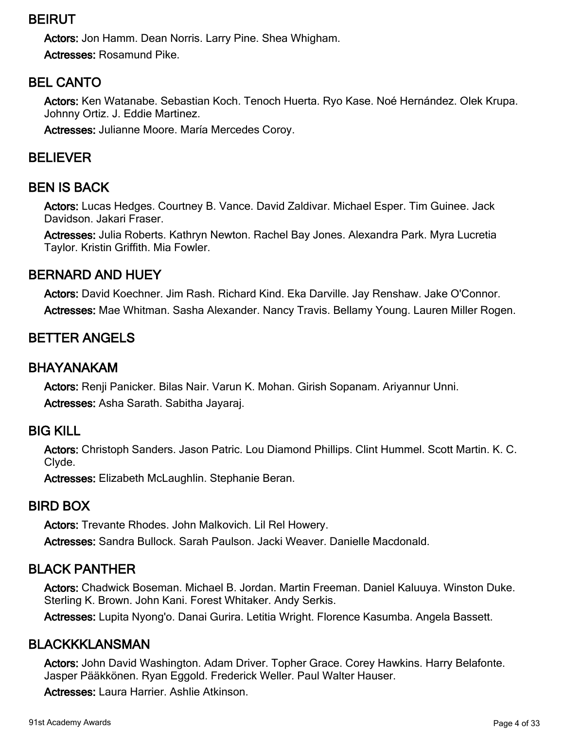## BEIRUT

**Actors:** Jon Hamm. Dean Norris. Larry Pine. Shea Whigham.

**Actresses:** Rosamund Pike.

## BEL CANTO

**Actors:** Ken Watanabe. Sebastian Koch. Tenoch Huerta. Ryo Kase. Noé Hernández. Olek Krupa. Johnny Ortiz. J. Eddie Martinez.

**Actresses:** Julianne Moore. María Mercedes Coroy.

## BELIEVER

## BEN IS BACK

**Actors:** Lucas Hedges. Courtney B. Vance. David Zaldivar. Michael Esper. Tim Guinee. Jack Davidson. Jakari Fraser.

**Actresses:** Julia Roberts. Kathryn Newton. Rachel Bay Jones. Alexandra Park. Myra Lucretia Taylor. Kristin Griffith. Mia Fowler.

## BERNARD AND HUEY

**Actors:** David Koechner. Jim Rash. Richard Kind. Eka Darville. Jay Renshaw. Jake O'Connor.

**Actresses:** Mae Whitman. Sasha Alexander. Nancy Travis. Bellamy Young. Lauren Miller Rogen.

## BETTER ANGELS

## BHAYANAKAM

**Actors:** Renji Panicker. Bilas Nair. Varun K. Mohan. Girish Sopanam. Ariyannur Unni.

**Actresses:** Asha Sarath. Sabitha Jayaraj.

## BIG KILL

**Actors:** Christoph Sanders. Jason Patric. Lou Diamond Phillips. Clint Hummel. Scott Martin. K. C. Clyde.

**Actresses:** Elizabeth McLaughlin. Stephanie Beran.

## BIRD BOX

**Actors:** Trevante Rhodes. John Malkovich. Lil Rel Howery.

**Actresses:** Sandra Bullock. Sarah Paulson. Jacki Weaver. Danielle Macdonald.

## BLACK PANTHER

**Actors:** Chadwick Boseman. Michael B. Jordan. Martin Freeman. Daniel Kaluuya. Winston Duke. Sterling K. Brown. John Kani. Forest Whitaker. Andy Serkis.

**Actresses:** Lupita Nyong'o. Danai Gurira. Letitia Wright. Florence Kasumba. Angela Bassett.

## BLACKKKLANSMAN

**Actors:** John David Washington. Adam Driver. Topher Grace. Corey Hawkins. Harry Belafonte. Jasper Pääkkönen. Ryan Eggold. Frederick Weller. Paul Walter Hauser.

**Actresses:** Laura Harrier. Ashlie Atkinson.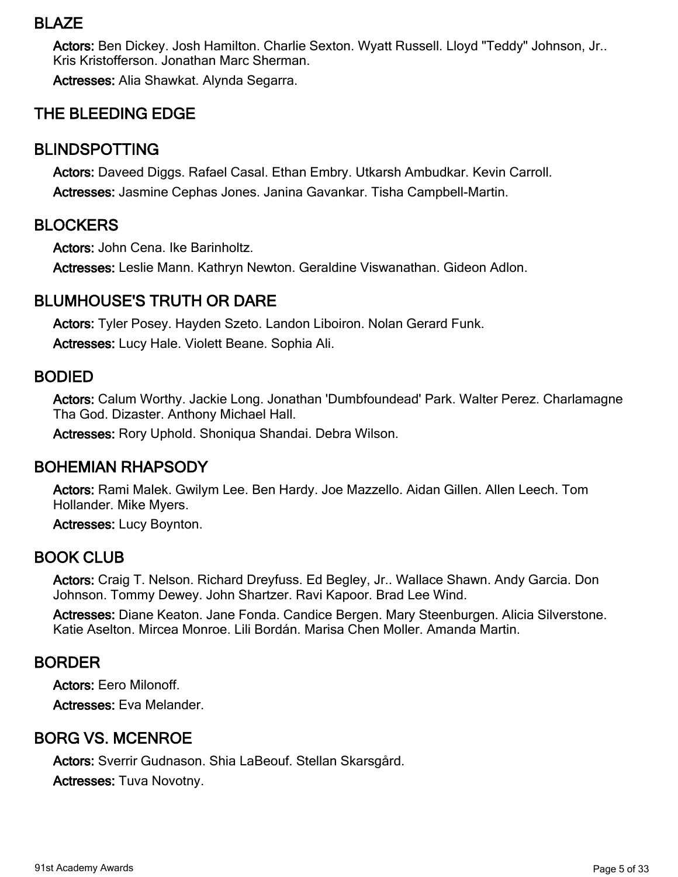## BLAZE

**Actors:** Ben Dickey. Josh Hamilton. Charlie Sexton. Wyatt Russell. Lloyd "Teddy" Johnson, Jr.. Kris Kristofferson. Jonathan Marc Sherman.

**Actresses:** Alia Shawkat. Alynda Segarra.

## THE BLEEDING EDGE

## BLINDSPOTTING

**Actors:** Daveed Diggs. Rafael Casal. Ethan Embry. Utkarsh Ambudkar. Kevin Carroll.

**Actresses:** Jasmine Cephas Jones. Janina Gavankar. Tisha Campbell-Martin.

## BLOCKERS

**Actors:** John Cena. Ike Barinholtz.

**Actresses:** Leslie Mann. Kathryn Newton. Geraldine Viswanathan. Gideon Adlon.

## BLUMHOUSE'S TRUTH OR DARE

**Actors:** Tyler Posey. Hayden Szeto. Landon Liboiron. Nolan Gerard Funk.

**Actresses:** Lucy Hale. Violett Beane. Sophia Ali.

## BODIED

**Actors:** Calum Worthy. Jackie Long. Jonathan 'Dumbfoundead' Park. Walter Perez. Charlamagne Tha God. Dizaster. Anthony Michael Hall.

**Actresses:** Rory Uphold. Shoniqua Shandai. Debra Wilson.

## BOHEMIAN RHAPSODY

**Actors:** Rami Malek. Gwilym Lee. Ben Hardy. Joe Mazzello. Aidan Gillen. Allen Leech. Tom Hollander. Mike Myers.

**Actresses:** Lucy Boynton.

## BOOK CLUB

**Actors:** Craig T. Nelson. Richard Dreyfuss. Ed Begley, Jr.. Wallace Shawn. Andy Garcia. Don Johnson. Tommy Dewey. John Shartzer. Ravi Kapoor. Brad Lee Wind.

**Actresses:** Diane Keaton. Jane Fonda. Candice Bergen. Mary Steenburgen. Alicia Silverstone. Katie Aselton. Mircea Monroe. Lili Bordán. Marisa Chen Moller. Amanda Martin.

## BORDER

**Actors:** Eero Milonoff.

**Actresses:** Eva Melander.

## BORG VS. MCENROE

**Actors:** Sverrir Gudnason. Shia LaBeouf. Stellan Skarsgård.

**Actresses:** Tuva Novotny.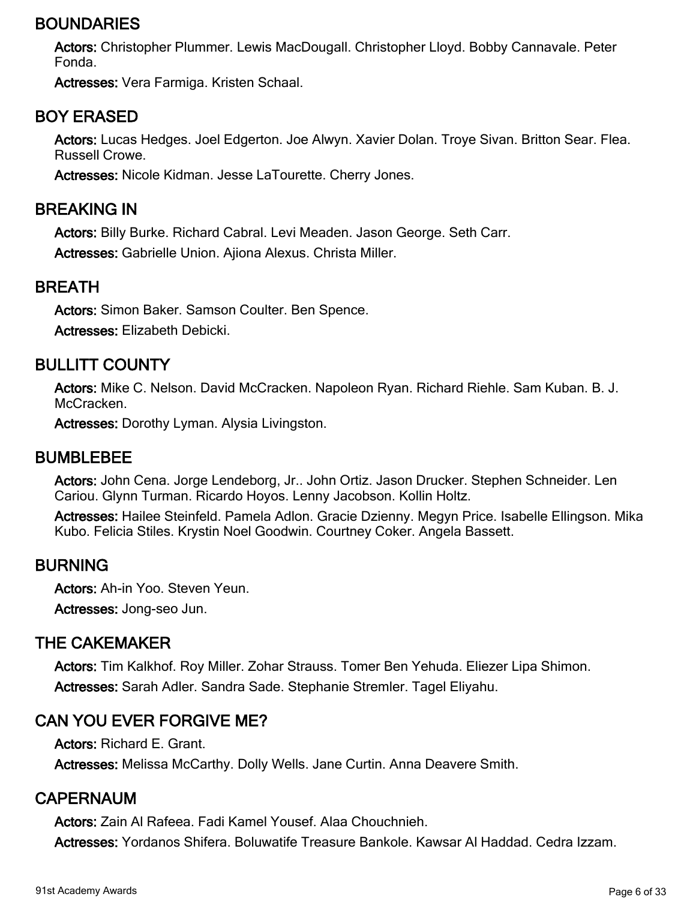## BOUNDARIES

**Actors:** Christopher Plummer. Lewis MacDougall. Christopher Lloyd. Bobby Cannavale. Peter Fonda.

**Actresses:** Vera Farmiga. Kristen Schaal.

## BOY ERASED

**Actors:** Lucas Hedges. Joel Edgerton. Joe Alwyn. Xavier Dolan. Troye Sivan. Britton Sear. Flea. Russell Crowe.

**Actresses:** Nicole Kidman. Jesse LaTourette. Cherry Jones.

## BREAKING IN

**Actors:** Billy Burke. Richard Cabral. Levi Meaden. Jason George. Seth Carr.

**Actresses:** Gabrielle Union. Ajiona Alexus. Christa Miller.

## BREATH

**Actors:** Simon Baker. Samson Coulter. Ben Spence.

**Actresses:** Elizabeth Debicki.

## BULLITT COUNTY

**Actors:** Mike C. Nelson. David McCracken. Napoleon Ryan. Richard Riehle. Sam Kuban. B. J. McCracken.

**Actresses:** Dorothy Lyman. Alysia Livingston.

## BUMBLEBEE

**Actors:** John Cena. Jorge Lendeborg, Jr.. John Ortiz. Jason Drucker. Stephen Schneider. Len Cariou. Glynn Turman. Ricardo Hoyos. Lenny Jacobson. Kollin Holtz.

**Actresses:** Hailee Steinfeld. Pamela Adlon. Gracie Dzienny. Megyn Price. Isabelle Ellingson. Mika Kubo. Felicia Stiles. Krystin Noel Goodwin. Courtney Coker. Angela Bassett.

## BURNING

**Actors:** Ah-in Yoo. Steven Yeun.

**Actresses:** Jong-seo Jun.

## THE CAKEMAKER

**Actors:** Tim Kalkhof. Roy Miller. Zohar Strauss. Tomer Ben Yehuda. Eliezer Lipa Shimon.

**Actresses:** Sarah Adler. Sandra Sade. Stephanie Stremler. Tagel Eliyahu.

## CAN YOU EVER FORGIVE ME?

**Actors:** Richard E. Grant.

**Actresses:** Melissa McCarthy. Dolly Wells. Jane Curtin. Anna Deavere Smith.

## CAPERNAUM

**Actors:** Zain Al Rafeea. Fadi Kamel Yousef. Alaa Chouchnieh.

**Actresses:** Yordanos Shifera. Boluwatife Treasure Bankole. Kawsar Al Haddad. Cedra Izzam.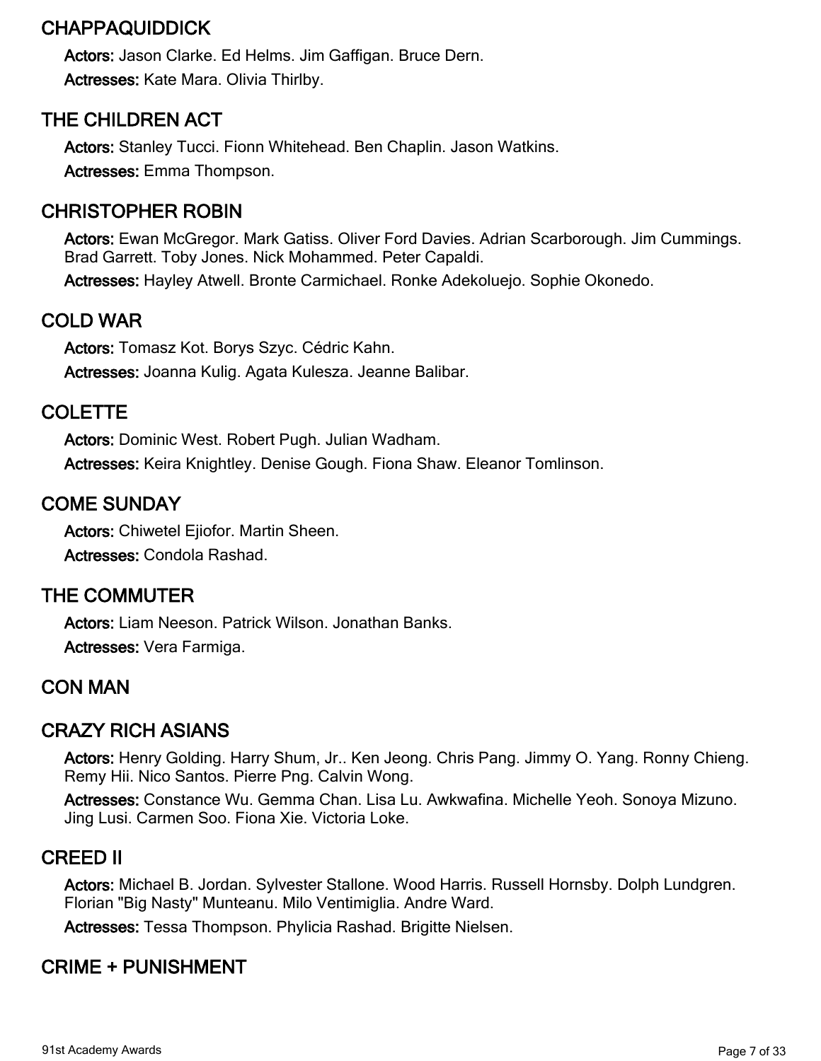## CHAPPAQUIDDICK

**Actors:** Jason Clarke. Ed Helms. Jim Gaffigan. Bruce Dern.

**Actresses:** Kate Mara. Olivia Thirlby.

## THE CHILDREN ACT

**Actors:** Stanley Tucci. Fionn Whitehead. Ben Chaplin. Jason Watkins.

**Actresses:** Emma Thompson.

## CHRISTOPHER ROBIN

**Actors:** Ewan McGregor. Mark Gatiss. Oliver Ford Davies. Adrian Scarborough. Jim Cummings. Brad Garrett. Toby Jones. Nick Mohammed. Peter Capaldi.

**Actresses:** Hayley Atwell. Bronte Carmichael. Ronke Adekoluejo. Sophie Okonedo.

## COLD WAR

**Actors:** Tomasz Kot. Borys Szyc. Cédric Kahn.

**Actresses:** Joanna Kulig. Agata Kulesza. Jeanne Balibar.

## COLETTE

**Actors:** Dominic West. Robert Pugh. Julian Wadham.

**Actresses:** Keira Knightley. Denise Gough. Fiona Shaw. Eleanor Tomlinson.

## COME SUNDAY

**Actors:** Chiwetel Ejiofor. Martin Sheen.

**Actresses:** Condola Rashad.

## THE COMMUTER

**Actors:** Liam Neeson. Patrick Wilson. Jonathan Banks.

**Actresses:** Vera Farmiga.

## CON MAN

## CRAZY RICH ASIANS

**Actors:** Henry Golding. Harry Shum, Jr.. Ken Jeong. Chris Pang. Jimmy O. Yang. Ronny Chieng. Remy Hii. Nico Santos. Pierre Png. Calvin Wong.

**Actresses:** Constance Wu. Gemma Chan. Lisa Lu. Awkwafina. Michelle Yeoh. Sonoya Mizuno. Jing Lusi. Carmen Soo. Fiona Xie. Victoria Loke.

## CREED II

**Actors:** Michael B. Jordan. Sylvester Stallone. Wood Harris. Russell Hornsby. Dolph Lundgren. Florian "Big Nasty" Munteanu. Milo Ventimiglia. Andre Ward.

**Actresses:** Tessa Thompson. Phylicia Rashad. Brigitte Nielsen.

## CRIME + PUNISHMENT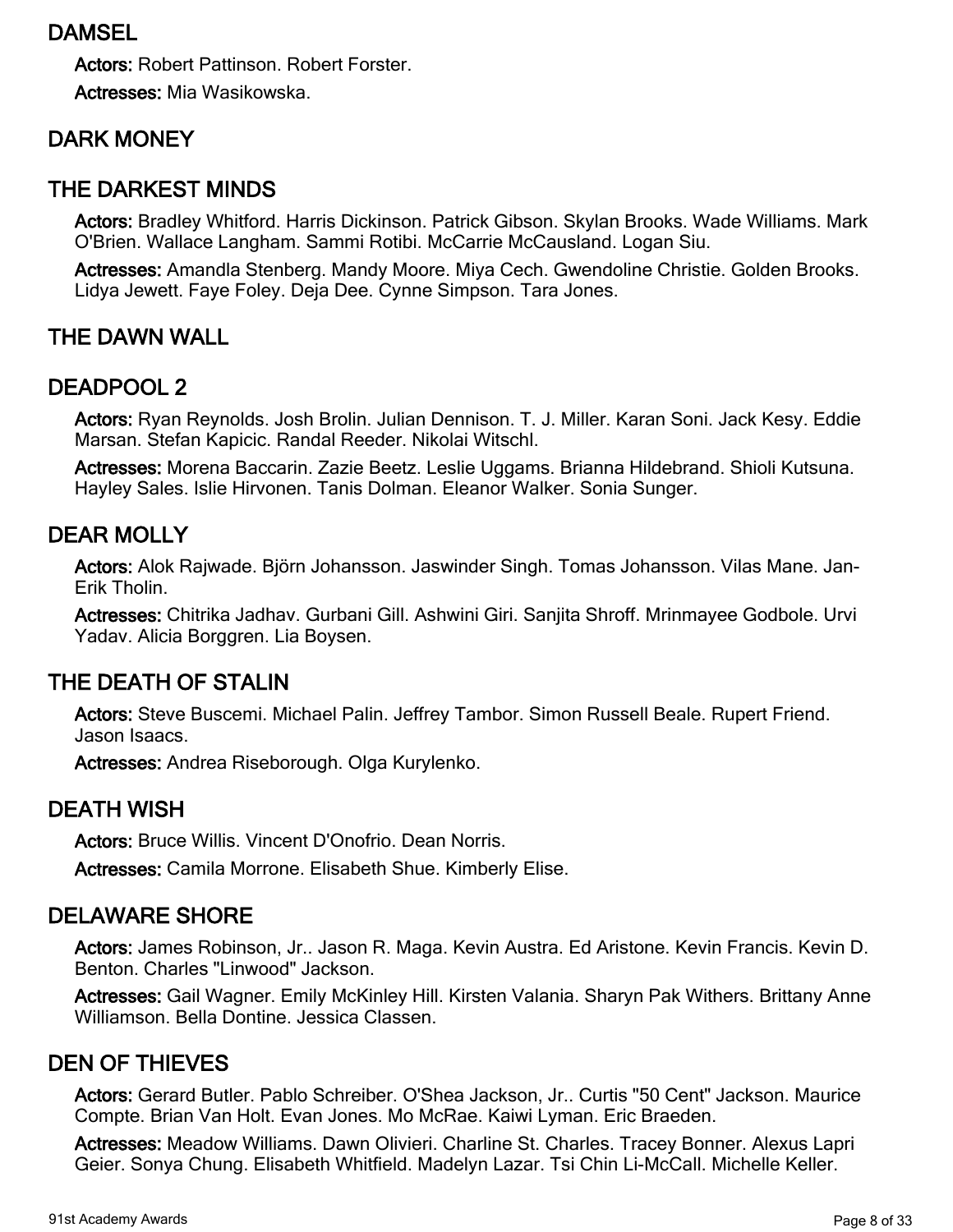## DAMSEL

**Actors:** Robert Pattinson. Robert Forster.

**Actresses:** Mia Wasikowska.

## DARK MONEY

## THE DARKEST MINDS

**Actors:** Bradley Whitford. Harris Dickinson. Patrick Gibson. Skylan Brooks. Wade Williams. Mark O'Brien. Wallace Langham. Sammi Rotibi. McCarrie McCausland. Logan Siu.

**Actresses:** Amandla Stenberg. Mandy Moore. Miya Cech. Gwendoline Christie. Golden Brooks. Lidya Jewett. Faye Foley. Deja Dee. Cynne Simpson. Tara Jones.

## THE DAWN WALL

## DEADPOOL 2

**Actors:** Ryan Reynolds. Josh Brolin. Julian Dennison. T. J. Miller. Karan Soni. Jack Kesy. Eddie Marsan. Stefan Kapicic. Randal Reeder. Nikolai Witschl.

**Actresses:** Morena Baccarin. Zazie Beetz. Leslie Uggams. Brianna Hildebrand. Shioli Kutsuna. Hayley Sales. Islie Hirvonen. Tanis Dolman. Eleanor Walker. Sonia Sunger.

## DEAR MOLLY

**Actors:** Alok Rajwade. Björn Johansson. Jaswinder Singh. Tomas Johansson. Vilas Mane. Jan-Erik Tholin.

**Actresses:** Chitrika Jadhav. Gurbani Gill. Ashwini Giri. Sanjita Shroff. Mrinmayee Godbole. Urvi Yadav. Alicia Borggren. Lia Boysen.

## THE DEATH OF STALIN

**Actors:** Steve Buscemi. Michael Palin. Jeffrey Tambor. Simon Russell Beale. Rupert Friend. Jason Isaacs.

**Actresses:** Andrea Riseborough. Olga Kurylenko.

## DEATH WISH

**Actors:** Bruce Willis. Vincent D'Onofrio. Dean Norris.

**Actresses:** Camila Morrone. Elisabeth Shue. Kimberly Elise.

## DELAWARE SHORE

**Actors:** James Robinson, Jr.. Jason R. Maga. Kevin Austra. Ed Aristone. Kevin Francis. Kevin D. Benton. Charles "Linwood" Jackson.

**Actresses:** Gail Wagner. Emily McKinley Hill. Kirsten Valania. Sharyn Pak Withers. Brittany Anne Williamson. Bella Dontine. Jessica Classen.

## DEN OF THIEVES

**Actors:** Gerard Butler. Pablo Schreiber. O'Shea Jackson, Jr.. Curtis "50 Cent" Jackson. Maurice Compte. Brian Van Holt. Evan Jones. Mo McRae. Kaiwi Lyman. Eric Braeden.

**Actresses:** Meadow Williams. Dawn Olivieri. Charline St. Charles. Tracey Bonner. Alexus Lapri Geier. Sonya Chung. Elisabeth Whitfield. Madelyn Lazar. Tsi Chin Li-McCall. Michelle Keller.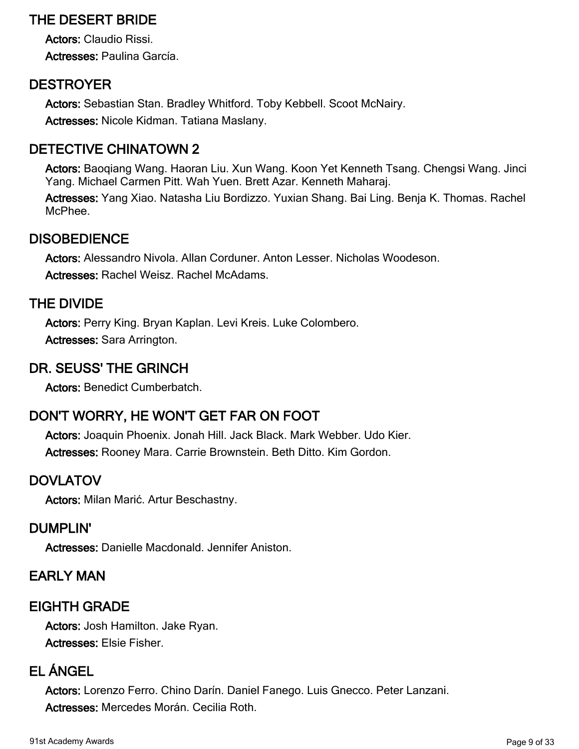## THE DESERT BRIDE

**Actors:** Claudio Rissi.

**Actresses:** Paulina García.

## DESTROYER

**Actors:** Sebastian Stan. Bradley Whitford. Toby Kebbell. Scoot McNairy.

**Actresses:** Nicole Kidman. Tatiana Maslany.

## DETECTIVE CHINATOWN 2

**Actors:** Baoqiang Wang. Haoran Liu. Xun Wang. Koon Yet Kenneth Tsang. Chengsi Wang. Jinci Yang. Michael Carmen Pitt. Wah Yuen. Brett Azar. Kenneth Maharaj.

**Actresses:** Yang Xiao. Natasha Liu Bordizzo. Yuxian Shang. Bai Ling. Benja K. Thomas. Rachel McPhee.

## DISOBEDIENCE

**Actors:** Alessandro Nivola. Allan Corduner. Anton Lesser. Nicholas Woodeson.

**Actresses:** Rachel Weisz. Rachel McAdams.

## THE DIVIDE

**Actors:** Perry King. Bryan Kaplan. Levi Kreis. Luke Colombero.

**Actresses:** Sara Arrington.

## DR. SEUSS' THE GRINCH

**Actors:** Benedict Cumberbatch.

## DON'T WORRY, HE WON'T GET FAR ON FOOT

**Actors:** Joaquin Phoenix. Jonah Hill. Jack Black. Mark Webber. Udo Kier.

**Actresses:** Rooney Mara. Carrie Brownstein. Beth Ditto. Kim Gordon.

## DOVLATOV

**Actors:** Milan Marić. Artur Beschastny.

## DUMPLIN'

**Actresses:** Danielle Macdonald. Jennifer Aniston.

## EARLY MAN

## EIGHTH GRADE

**Actors:** Josh Hamilton. Jake Ryan.

**Actresses:** Elsie Fisher.

## EL ÁNGEL

**Actors:** Lorenzo Ferro. Chino Darín. Daniel Fanego. Luis Gnecco. Peter Lanzani.

**Actresses:** Mercedes Morán. Cecilia Roth.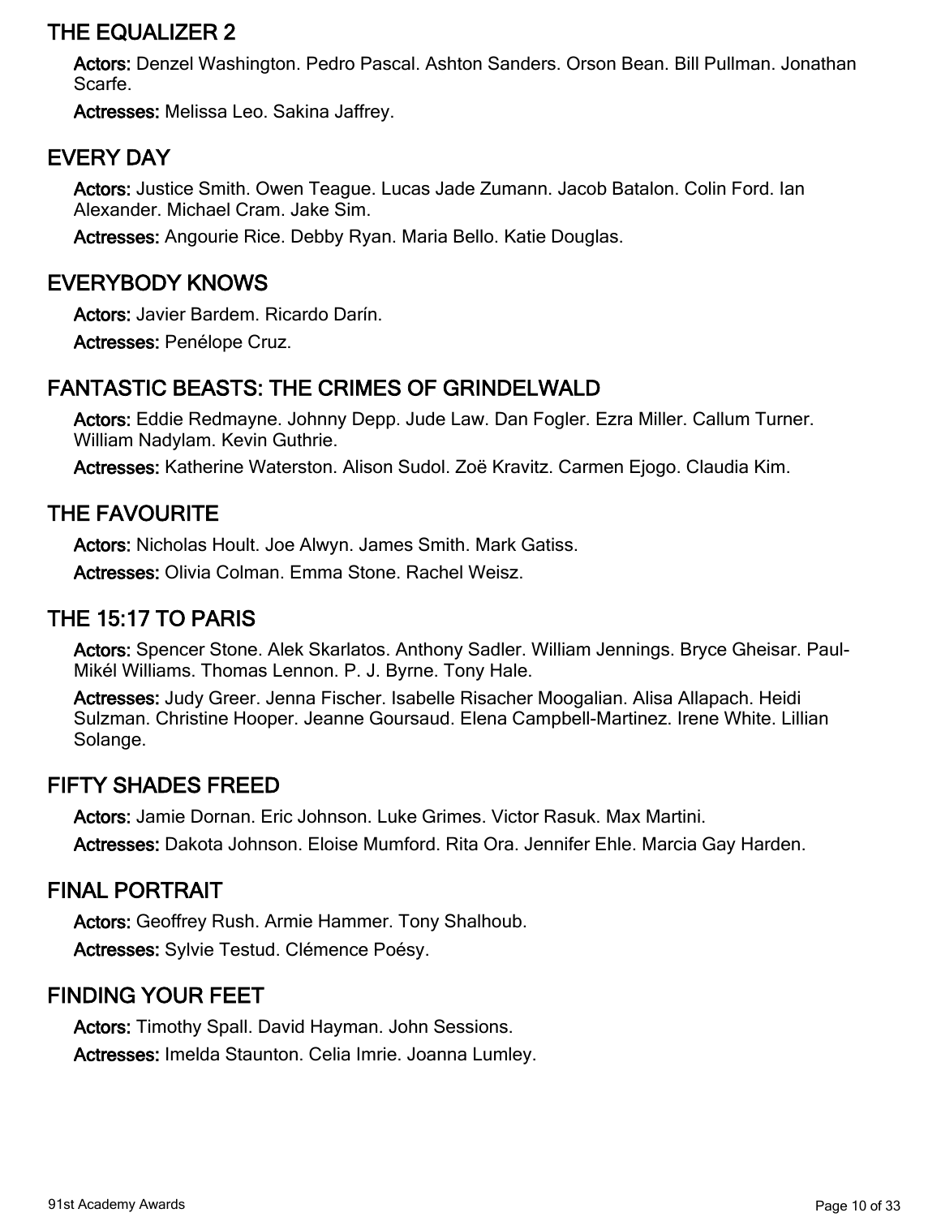## THE EQUALIZER 2

**Actors:** Denzel Washington. Pedro Pascal. Ashton Sanders. Orson Bean. Bill Pullman. Jonathan Scarfe.

**Actresses:** Melissa Leo. Sakina Jaffrey.

## EVERY DAY

**Actors:** Justice Smith. Owen Teague. Lucas Jade Zumann. Jacob Batalon. Colin Ford. Ian Alexander. Michael Cram. Jake Sim.

**Actresses:** Angourie Rice. Debby Ryan. Maria Bello. Katie Douglas.

## EVERYBODY KNOWS

**Actors:** Javier Bardem. Ricardo Darín.

**Actresses:** Penélope Cruz.

## FANTASTIC BEASTS: THE CRIMES OF GRINDELWALD

**Actors:** Eddie Redmayne. Johnny Depp. Jude Law. Dan Fogler. Ezra Miller. Callum Turner. William Nadylam. Kevin Guthrie.

**Actresses:** Katherine Waterston. Alison Sudol. Zoë Kravitz. Carmen Ejogo. Claudia Kim.

## THE FAVOURITE

**Actors:** Nicholas Hoult. Joe Alwyn. James Smith. Mark Gatiss.

**Actresses:** Olivia Colman. Emma Stone. Rachel Weisz.

## THE 15:17 TO PARIS

**Actors:** Spencer Stone. Alek Skarlatos. Anthony Sadler. William Jennings. Bryce Gheisar. Paul-Mikél Williams. Thomas Lennon. P. J. Byrne. Tony Hale.

**Actresses:** Judy Greer. Jenna Fischer. Isabelle Risacher Moogalian. Alisa Allapach. Heidi Sulzman. Christine Hooper. Jeanne Goursaud. Elena Campbell-Martinez. Irene White. Lillian Solange.

## FIFTY SHADES FREED

**Actors:** Jamie Dornan. Eric Johnson. Luke Grimes. Victor Rasuk. Max Martini.

**Actresses:** Dakota Johnson. Eloise Mumford. Rita Ora. Jennifer Ehle. Marcia Gay Harden.

## FINAL PORTRAIT

**Actors:** Geoffrey Rush. Armie Hammer. Tony Shalhoub.

**Actresses:** Sylvie Testud. Clémence Poésy.

## FINDING YOUR FEET

**Actors:** Timothy Spall. David Hayman. John Sessions.

**Actresses:** Imelda Staunton. Celia Imrie. Joanna Lumley.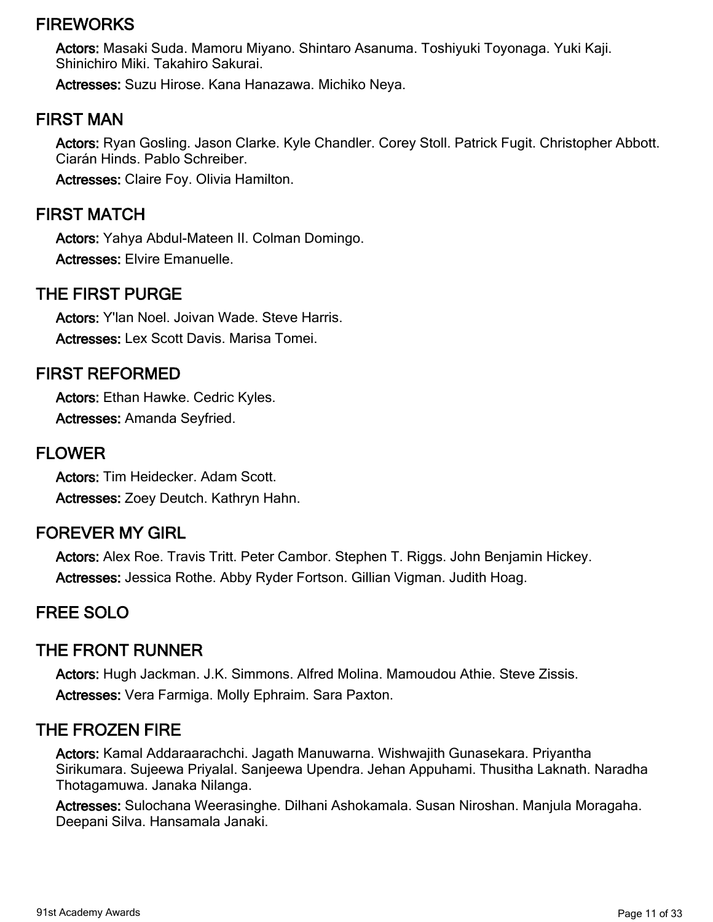## FIREWORKS

**Actors:** Masaki Suda. Mamoru Miyano. Shintaro Asanuma. Toshiyuki Toyonaga. Yuki Kaji. Shinichiro Miki. Takahiro Sakurai.

**Actresses:** Suzu Hirose. Kana Hanazawa. Michiko Neya.

## FIRST MAN

**Actors:** Ryan Gosling. Jason Clarke. Kyle Chandler. Corey Stoll. Patrick Fugit. Christopher Abbott. Ciarán Hinds. Pablo Schreiber.

**Actresses:** Claire Foy. Olivia Hamilton.

## FIRST MATCH

**Actors:** Yahya Abdul-Mateen II. Colman Domingo.

**Actresses:** Elvire Emanuelle.

## THE FIRST PURGE

**Actors:** Y'lan Noel. Joivan Wade. Steve Harris.

**Actresses:** Lex Scott Davis. Marisa Tomei.

## FIRST REFORMED

**Actors:** Ethan Hawke. Cedric Kyles.

**Actresses:** Amanda Seyfried.

## FLOWER

**Actors:** Tim Heidecker. Adam Scott.

**Actresses:** Zoey Deutch. Kathryn Hahn.

## FOREVER MY GIRL

**Actors:** Alex Roe. Travis Tritt. Peter Cambor. Stephen T. Riggs. John Benjamin Hickey.

**Actresses:** Jessica Rothe. Abby Ryder Fortson. Gillian Vigman. Judith Hoag.

## FREE SOLO

## THE FRONT RUNNER

**Actors:** Hugh Jackman. J.K. Simmons. Alfred Molina. Mamoudou Athie. Steve Zissis.

**Actresses:** Vera Farmiga. Molly Ephraim. Sara Paxton.

## THE FROZEN FIRE

**Actors:** Kamal Addaraarachchi. Jagath Manuwarna. Wishwajith Gunasekara. Priyantha Sirikumara. Sujeewa Priyalal. Sanjeewa Upendra. Jehan Appuhami. Thusitha Laknath. Naradha Thotagamuwa. Janaka Nilanga.

**Actresses:** Sulochana Weerasinghe. Dilhani Ashokamala. Susan Niroshan. Manjula Moragaha. Deepani Silva. Hansamala Janaki.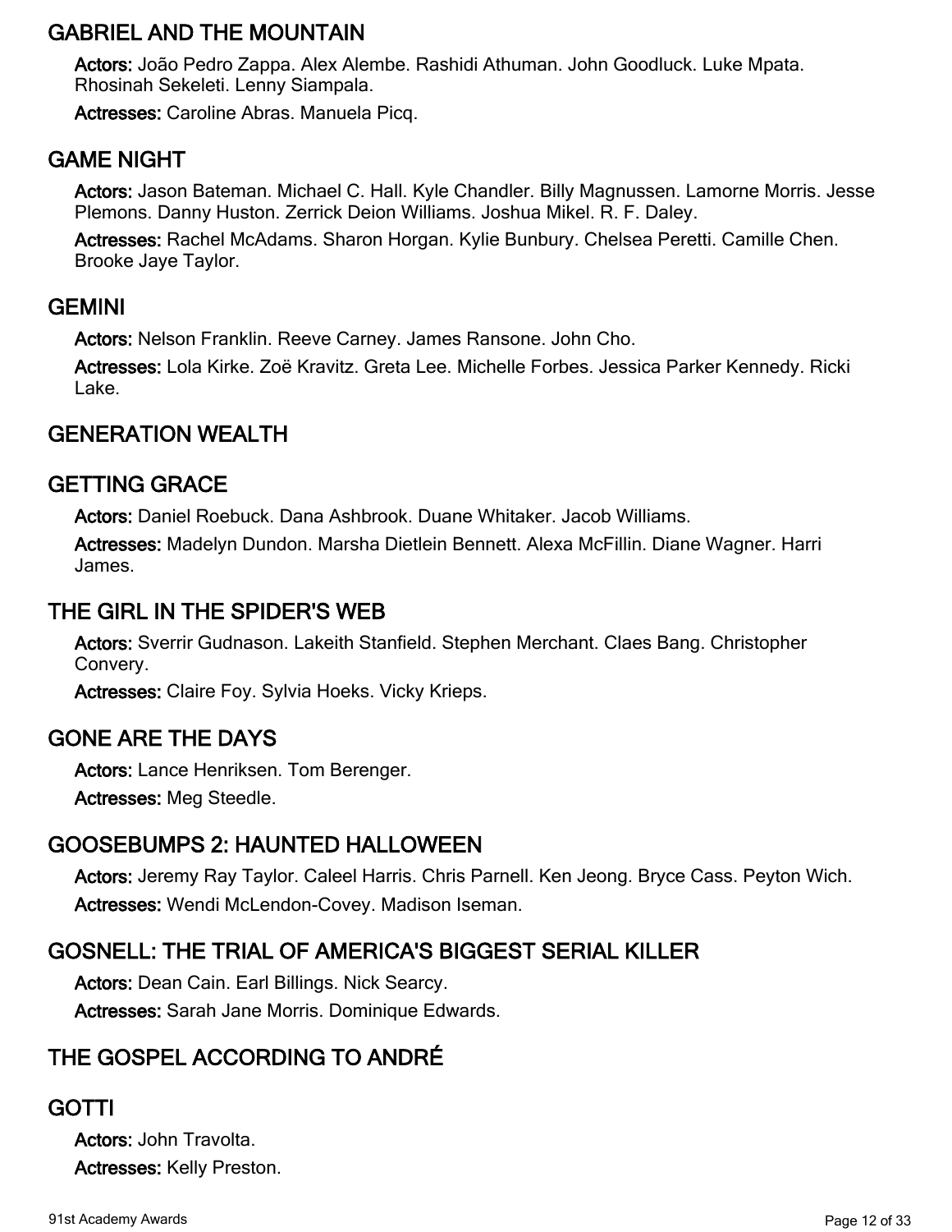## GABRIEL AND THE MOUNTAIN

**Actors:** João Pedro Zappa. Alex Alembe. Rashidi Athuman. John Goodluck. Luke Mpata. Rhosinah Sekeleti. Lenny Siampala.

**Actresses:** Caroline Abras. Manuela Picq.

## GAME NIGHT

**Actors:** Jason Bateman. Michael C. Hall. Kyle Chandler. Billy Magnussen. Lamorne Morris. Jesse Plemons. Danny Huston. Zerrick Deion Williams. Joshua Mikel. R. F. Daley.

**Actresses:** Rachel McAdams. Sharon Horgan. Kylie Bunbury. Chelsea Peretti. Camille Chen. Brooke Jaye Taylor.

## GEMINI

**Actors:** Nelson Franklin. Reeve Carney. James Ransone. John Cho.

**Actresses:** Lola Kirke. Zoë Kravitz. Greta Lee. Michelle Forbes. Jessica Parker Kennedy. Ricki Lake.

## GENERATION WEALTH

## GETTING GRACE

**Actors:** Daniel Roebuck. Dana Ashbrook. Duane Whitaker. Jacob Williams.

**Actresses:** Madelyn Dundon. Marsha Dietlein Bennett. Alexa McFillin. Diane Wagner. Harri James.

## THE GIRL IN THE SPIDER'S WEB

**Actors:** Sverrir Gudnason. Lakeith Stanfield. Stephen Merchant. Claes Bang. Christopher Convery.

**Actresses:** Claire Foy. Sylvia Hoeks. Vicky Krieps.

## GONE ARE THE DAYS

**Actors:** Lance Henriksen. Tom Berenger.

**Actresses:** Meg Steedle.

## GOOSEBUMPS 2: HAUNTED HALLOWEEN

**Actors:** Jeremy Ray Taylor. Caleel Harris. Chris Parnell. Ken Jeong. Bryce Cass. Peyton Wich.

**Actresses:** Wendi McLendon-Covey. Madison Iseman.

## GOSNELL: THE TRIAL OF AMERICA'S BIGGEST SERIAL KILLER

**Actors:** Dean Cain. Earl Billings. Nick Searcy.

**Actresses:** Sarah Jane Morris. Dominique Edwards.

## THE GOSPEL ACCORDING TO ANDRÉ

## GOTTI

**Actors:** John Travolta.

**Actresses:** Kelly Preston.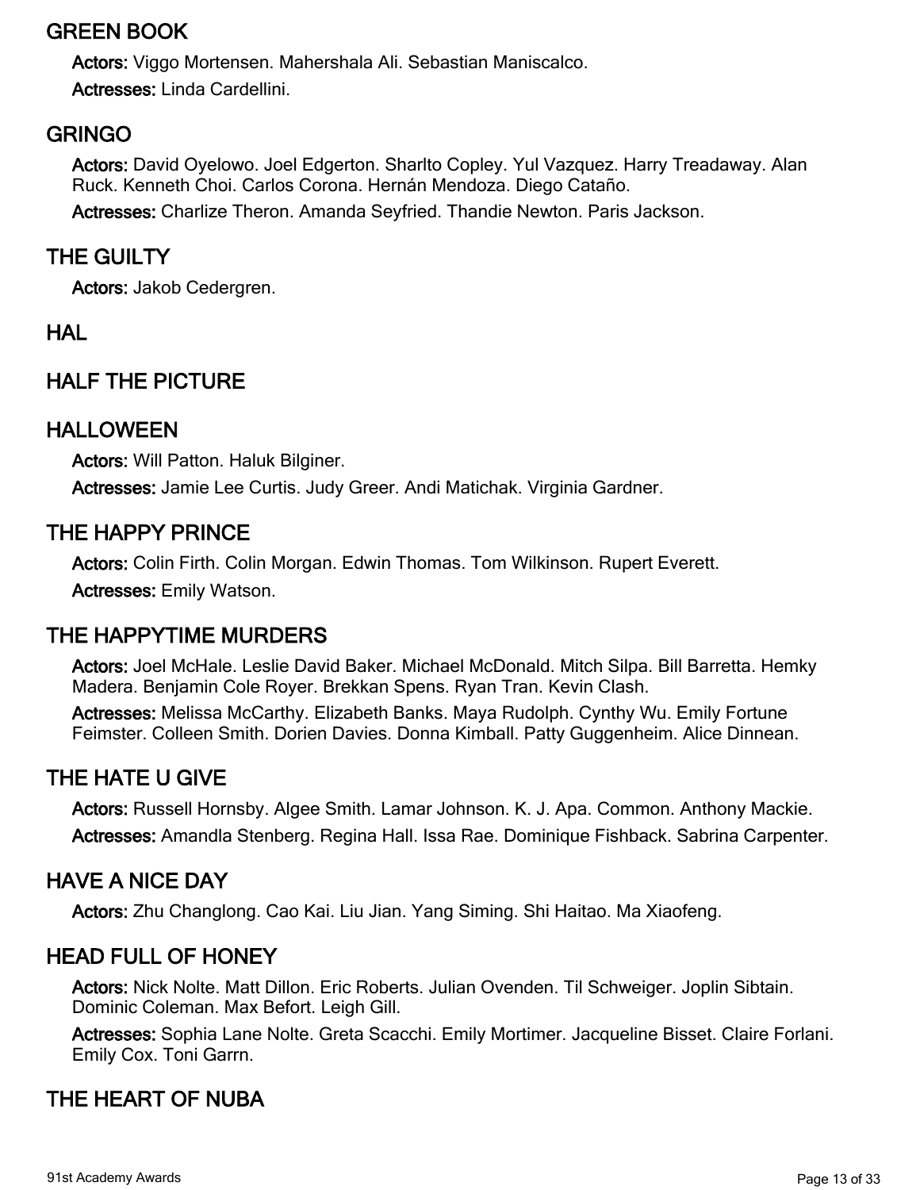## GREEN BOOK

**Actors:** Viggo Mortensen. Mahershala Ali. Sebastian Maniscalco.

**Actresses:** Linda Cardellini.

## GRINGO

**Actors:** David Oyelowo. Joel Edgerton. Sharlto Copley. Yul Vazquez. Harry Treadaway. Alan Ruck. Kenneth Choi. Carlos Corona. Hernán Mendoza. Diego Cataño.

**Actresses:** Charlize Theron. Amanda Seyfried. Thandie Newton. Paris Jackson.

## THE GUILTY

**Actors:** Jakob Cedergren.

## HAL

## HALF THE PICTURE

## HALLOWEEN

**Actors:** Will Patton. Haluk Bilginer.

**Actresses:** Jamie Lee Curtis. Judy Greer. Andi Matichak. Virginia Gardner.

## THE HAPPY PRINCE

**Actors:** Colin Firth. Colin Morgan. Edwin Thomas. Tom Wilkinson. Rupert Everett.

**Actresses:** Emily Watson.

## THE HAPPYTIME MURDERS

**Actors:** Joel McHale. Leslie David Baker. Michael McDonald. Mitch Silpa. Bill Barretta. Hemky Madera. Benjamin Cole Royer. Brekkan Spens. Ryan Tran. Kevin Clash.

**Actresses:** Melissa McCarthy. Elizabeth Banks. Maya Rudolph. Cynthy Wu. Emily Fortune Feimster. Colleen Smith. Dorien Davies. Donna Kimball. Patty Guggenheim. Alice Dinnean.

## THE HATE U GIVE

**Actors:** Russell Hornsby. Algee Smith. Lamar Johnson. K. J. Apa. Common. Anthony Mackie.

**Actresses:** Amandla Stenberg. Regina Hall. Issa Rae. Dominique Fishback. Sabrina Carpenter.

## HAVE A NICE DAY

**Actors:** Zhu Changlong. Cao Kai. Liu Jian. Yang Siming. Shi Haitao. Ma Xiaofeng.

## HEAD FULL OF HONEY

**Actors:** Nick Nolte. Matt Dillon. Eric Roberts. Julian Ovenden. Til Schweiger. Joplin Sibtain. Dominic Coleman. Max Befort. Leigh Gill.

**Actresses:** Sophia Lane Nolte. Greta Scacchi. Emily Mortimer. Jacqueline Bisset. Claire Forlani. Emily Cox. Toni Garrn.

## THE HEART OF NUBA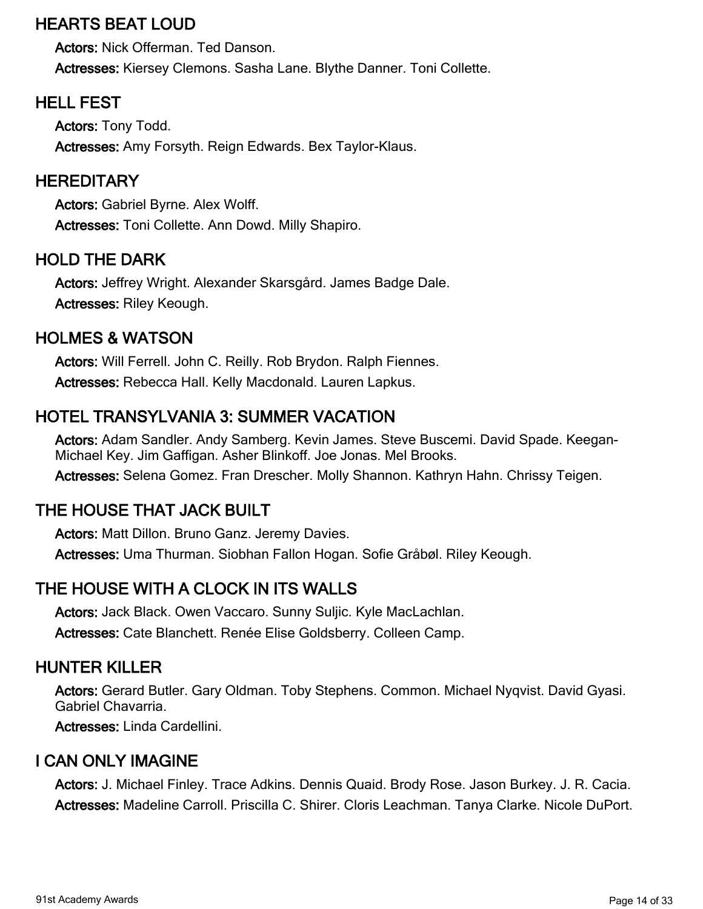## HEARTS BEAT LOUD

**Actors:** Nick Offerman. Ted Danson.

**Actresses:** Kiersey Clemons. Sasha Lane. Blythe Danner. Toni Collette.

## HELL FEST

**Actors:** Tony Todd.

**Actresses:** Amy Forsyth. Reign Edwards. Bex Taylor-Klaus.

## HEREDITARY

**Actors:** Gabriel Byrne. Alex Wolff.

**Actresses:** Toni Collette. Ann Dowd. Milly Shapiro.

## HOLD THE DARK

**Actors:** Jeffrey Wright. Alexander Skarsgård. James Badge Dale.

**Actresses:** Riley Keough.

## HOLMES & WATSON

**Actors:** Will Ferrell. John C. Reilly. Rob Brydon. Ralph Fiennes.

**Actresses:** Rebecca Hall. Kelly Macdonald. Lauren Lapkus.

## HOTEL TRANSYLVANIA 3: SUMMER VACATION

**Actors:** Adam Sandler. Andy Samberg. Kevin James. Steve Buscemi. David Spade. Keegan-Michael Key. Jim Gaffigan. Asher Blinkoff. Joe Jonas. Mel Brooks.

**Actresses:** Selena Gomez. Fran Drescher. Molly Shannon. Kathryn Hahn. Chrissy Teigen.

## THE HOUSE THAT JACK BUILT

**Actors:** Matt Dillon. Bruno Ganz. Jeremy Davies.

**Actresses:** Uma Thurman. Siobhan Fallon Hogan. Sofie Gråbøl. Riley Keough.

## THE HOUSE WITH A CLOCK IN ITS WALLS

**Actors:** Jack Black. Owen Vaccaro. Sunny Suljic. Kyle MacLachlan.

**Actresses:** Cate Blanchett. Renée Elise Goldsberry. Colleen Camp.

## HUNTER KILLER

**Actors:** Gerard Butler. Gary Oldman. Toby Stephens. Common. Michael Nyqvist. David Gyasi. Gabriel Chavarria.

**Actresses:** Linda Cardellini.

## I CAN ONLY IMAGINE

**Actors:** J. Michael Finley. Trace Adkins. Dennis Quaid. Brody Rose. Jason Burkey. J. R. Cacia.

**Actresses:** Madeline Carroll. Priscilla C. Shirer. Cloris Leachman. Tanya Clarke. Nicole DuPort.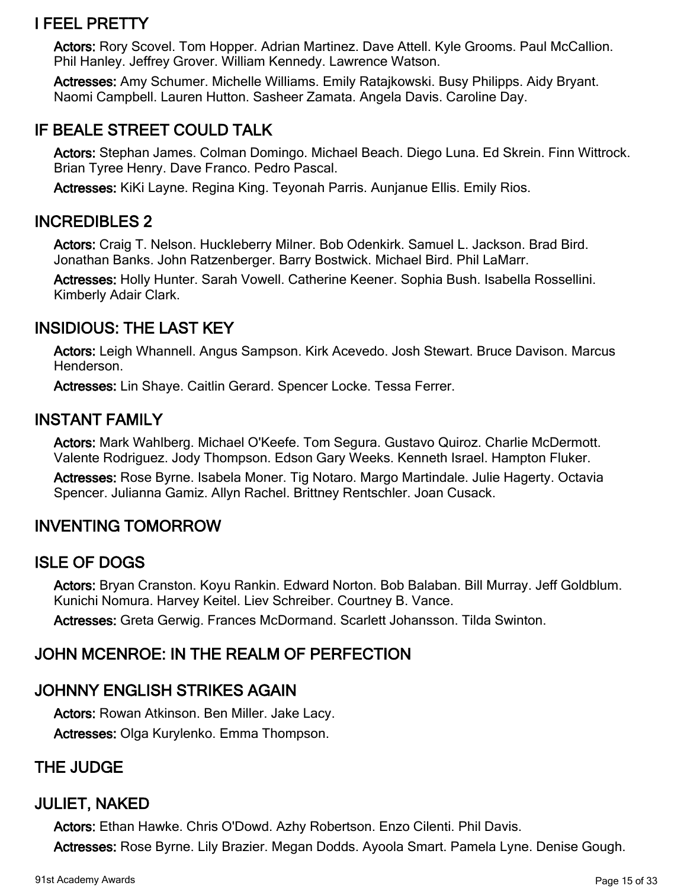## I FEEL PRETTY

**Actors:** Rory Scovel. Tom Hopper. Adrian Martinez. Dave Attell. Kyle Grooms. Paul McCallion. Phil Hanley. Jeffrey Grover. William Kennedy. Lawrence Watson.

**Actresses:** Amy Schumer. Michelle Williams. Emily Ratajkowski. Busy Philipps. Aidy Bryant. Naomi Campbell. Lauren Hutton. Sasheer Zamata. Angela Davis. Caroline Day.

## IF BEALE STREET COULD TALK

**Actors:** Stephan James. Colman Domingo. Michael Beach. Diego Luna. Ed Skrein. Finn Wittrock. Brian Tyree Henry. Dave Franco. Pedro Pascal.

**Actresses:** KiKi Layne. Regina King. Teyonah Parris. Aunjanue Ellis. Emily Rios.

## INCREDIBLES 2

**Actors:** Craig T. Nelson. Huckleberry Milner. Bob Odenkirk. Samuel L. Jackson. Brad Bird. Jonathan Banks. John Ratzenberger. Barry Bostwick. Michael Bird. Phil LaMarr.

**Actresses:** Holly Hunter. Sarah Vowell. Catherine Keener. Sophia Bush. Isabella Rossellini. Kimberly Adair Clark.

## INSIDIOUS: THE LAST KEY

**Actors:** Leigh Whannell. Angus Sampson. Kirk Acevedo. Josh Stewart. Bruce Davison. Marcus Henderson.

**Actresses:** Lin Shaye. Caitlin Gerard. Spencer Locke. Tessa Ferrer.

## INSTANT FAMILY

**Actors:** Mark Wahlberg. Michael O'Keefe. Tom Segura. Gustavo Quiroz. Charlie McDermott. Valente Rodriguez. Jody Thompson. Edson Gary Weeks. Kenneth Israel. Hampton Fluker.

**Actresses:** Rose Byrne. Isabela Moner. Tig Notaro. Margo Martindale. Julie Hagerty. Octavia Spencer. Julianna Gamiz. Allyn Rachel. Brittney Rentschler. Joan Cusack.

## INVENTING TOMORROW

## ISLE OF DOGS

**Actors:** Bryan Cranston. Koyu Rankin. Edward Norton. Bob Balaban. Bill Murray. Jeff Goldblum. Kunichi Nomura. Harvey Keitel. Liev Schreiber. Courtney B. Vance.

**Actresses:** Greta Gerwig. Frances McDormand. Scarlett Johansson. Tilda Swinton.

## JOHN MCENROE: IN THE REALM OF PERFECTION

## JOHNNY ENGLISH STRIKES AGAIN

**Actors:** Rowan Atkinson. Ben Miller. Jake Lacy.

**Actresses:** Olga Kurylenko. Emma Thompson.

## THE JUDGE

## JULIET, NAKED

**Actors:** Ethan Hawke. Chris O'Dowd. Azhy Robertson. Enzo Cilenti. Phil Davis.

**Actresses:** Rose Byrne. Lily Brazier. Megan Dodds. Ayoola Smart. Pamela Lyne. Denise Gough.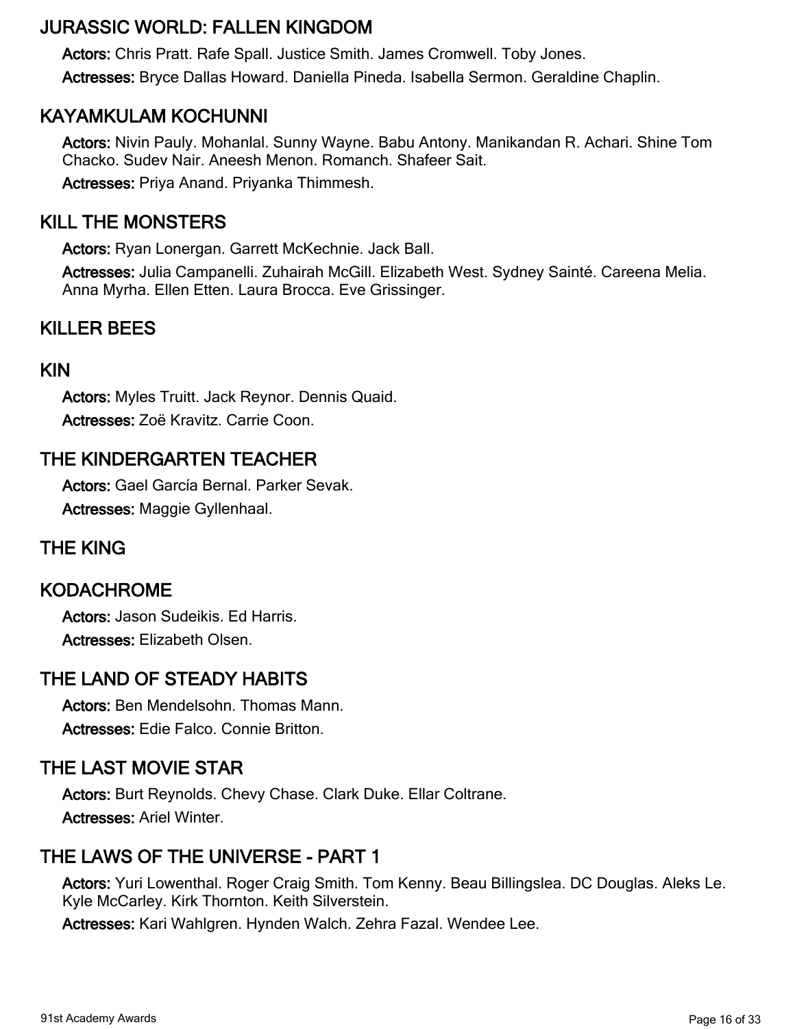## JURASSIC WORLD: FALLEN KINGDOM

**Actors:** Chris Pratt. Rafe Spall. Justice Smith. James Cromwell. Toby Jones.

**Actresses:** Bryce Dallas Howard. Daniella Pineda. Isabella Sermon. Geraldine Chaplin.

## KAYAMKULAM KOCHUNNI

**Actors:** Nivin Pauly. Mohanlal. Sunny Wayne. Babu Antony. Manikandan R. Achari. Shine Tom Chacko. Sudev Nair. Aneesh Menon. Romanch. Shafeer Sait.

**Actresses:** Priya Anand. Priyanka Thimmesh.

## KILL THE MONSTERS

**Actors:** Ryan Lonergan. Garrett McKechnie. Jack Ball.

**Actresses:** Julia Campanelli. Zuhairah McGill. Elizabeth West. Sydney Sainté. Careena Melia. Anna Myrha. Ellen Etten. Laura Brocca. Eve Grissinger.

## KILLER BEES

## KIN

**Actors:** Myles Truitt. Jack Reynor. Dennis Quaid.

**Actresses:** Zoë Kravitz. Carrie Coon.

## THE KINDERGARTEN TEACHER

**Actors:** Gael García Bernal. Parker Sevak.

**Actresses:** Maggie Gyllenhaal.

## THE KING

## KODACHROME

**Actors:** Jason Sudeikis. Ed Harris.

**Actresses:** Elizabeth Olsen.

## THE LAND OF STEADY HABITS

**Actors:** Ben Mendelsohn. Thomas Mann.

**Actresses:** Edie Falco. Connie Britton.

## THE LAST MOVIE STAR

**Actors:** Burt Reynolds. Chevy Chase. Clark Duke. Ellar Coltrane.

**Actresses:** Ariel Winter.

## THE LAWS OF THE UNIVERSE - PART 1

**Actors:** Yuri Lowenthal. Roger Craig Smith. Tom Kenny. Beau Billingslea. DC Douglas. Aleks Le. Kyle McCarley. Kirk Thornton. Keith Silverstein.

**Actresses:** Kari Wahlgren. Hynden Walch. Zehra Fazal. Wendee Lee.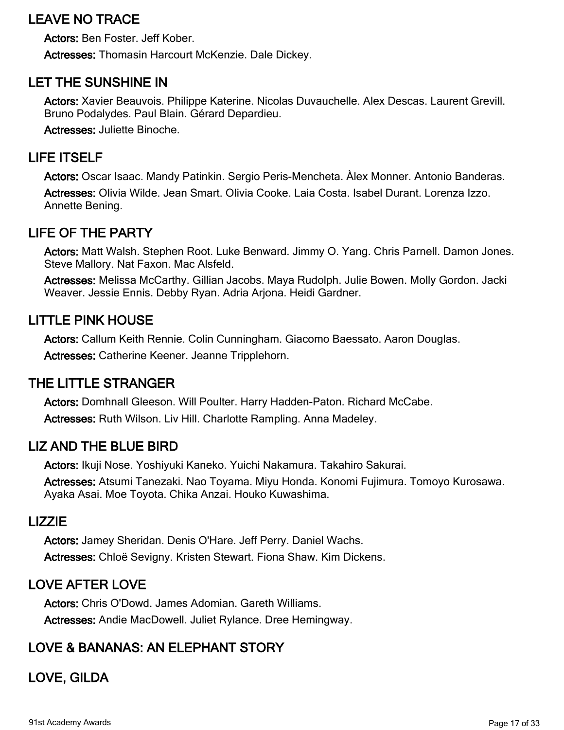## LEAVE NO TRACE

**Actors:** Ben Foster. Jeff Kober.

**Actresses:** Thomasin Harcourt McKenzie. Dale Dickey.

## LET THE SUNSHINE IN

**Actors:** Xavier Beauvois. Philippe Katerine. Nicolas Duvauchelle. Alex Descas. Laurent Grevill. Bruno Podalydes. Paul Blain. Gérard Depardieu.

**Actresses:** Juliette Binoche.

## LIFE ITSELF

**Actors:** Oscar Isaac. Mandy Patinkin. Sergio Peris-Mencheta. Àlex Monner. Antonio Banderas.

**Actresses:** Olivia Wilde. Jean Smart. Olivia Cooke. Laia Costa. Isabel Durant. Lorenza Izzo. Annette Bening.

## LIFE OF THE PARTY

**Actors:** Matt Walsh. Stephen Root. Luke Benward. Jimmy O. Yang. Chris Parnell. Damon Jones. Steve Mallory. Nat Faxon. Mac Alsfeld.

**Actresses:** Melissa McCarthy. Gillian Jacobs. Maya Rudolph. Julie Bowen. Molly Gordon. Jacki Weaver. Jessie Ennis. Debby Ryan. Adria Arjona. Heidi Gardner.

## LITTLE PINK HOUSE

**Actors:** Callum Keith Rennie. Colin Cunningham. Giacomo Baessato. Aaron Douglas.

**Actresses:** Catherine Keener. Jeanne Tripplehorn.

## THE LITTLE STRANGER

**Actors:** Domhnall Gleeson. Will Poulter. Harry Hadden-Paton. Richard McCabe.

**Actresses:** Ruth Wilson. Liv Hill. Charlotte Rampling. Anna Madeley.

## LIZ AND THE BLUE BIRD

**Actors:** Ikuji Nose. Yoshiyuki Kaneko. Yuichi Nakamura. Takahiro Sakurai.

**Actresses:** Atsumi Tanezaki. Nao Toyama. Miyu Honda. Konomi Fujimura. Tomoyo Kurosawa. Ayaka Asai. Moe Toyota. Chika Anzai. Houko Kuwashima.

## LIZZIE

**Actors:** Jamey Sheridan. Denis O'Hare. Jeff Perry. Daniel Wachs.

**Actresses:** Chloë Sevigny. Kristen Stewart. Fiona Shaw. Kim Dickens.

## LOVE AFTER LOVE

**Actors:** Chris O'Dowd. James Adomian. Gareth Williams.

**Actresses:** Andie MacDowell. Juliet Rylance. Dree Hemingway.

## LOVE & BANANAS: AN ELEPHANT STORY

## LOVE, GILDA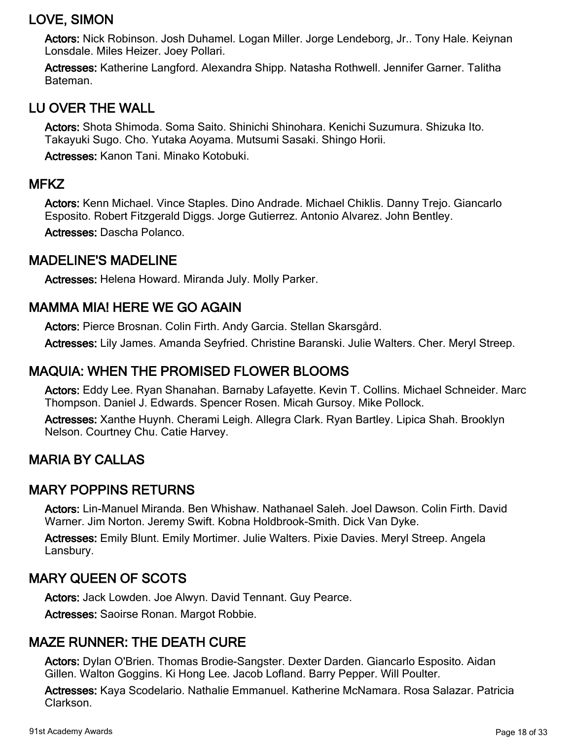## LOVE, SIMON

**Actors:** Nick Robinson. Josh Duhamel. Logan Miller. Jorge Lendeborg, Jr.. Tony Hale. Keiynan Lonsdale. Miles Heizer. Joey Pollari.

**Actresses:** Katherine Langford. Alexandra Shipp. Natasha Rothwell. Jennifer Garner. Talitha Bateman.

## LU OVER THE WALL

**Actors:** Shota Shimoda. Soma Saito. Shinichi Shinohara. Kenichi Suzumura. Shizuka Ito. Takayuki Sugo. Cho. Yutaka Aoyama. Mutsumi Sasaki. Shingo Horii.

**Actresses:** Kanon Tani. Minako Kotobuki.

## MFKZ

**Actors:** Kenn Michael. Vince Staples. Dino Andrade. Michael Chiklis. Danny Trejo. Giancarlo Esposito. Robert Fitzgerald Diggs. Jorge Gutierrez. Antonio Alvarez. John Bentley.

**Actresses:** Dascha Polanco.

## MADELINE'S MADELINE

**Actresses:** Helena Howard. Miranda July. Molly Parker.

## MAMMA MIA! HERE WE GO AGAIN

**Actors:** Pierce Brosnan. Colin Firth. Andy Garcia. Stellan Skarsgård.

**Actresses:** Lily James. Amanda Seyfried. Christine Baranski. Julie Walters. Cher. Meryl Streep.

## MAQUIA: WHEN THE PROMISED FLOWER BLOOMS

**Actors:** Eddy Lee. Ryan Shanahan. Barnaby Lafayette. Kevin T. Collins. Michael Schneider. Marc Thompson. Daniel J. Edwards. Spencer Rosen. Micah Gursoy. Mike Pollock.

**Actresses:** Xanthe Huynh. Cherami Leigh. Allegra Clark. Ryan Bartley. Lipica Shah. Brooklyn Nelson. Courtney Chu. Catie Harvey.

## MARIA BY CALLAS

## MARY POPPINS RETURNS

**Actors:** Lin-Manuel Miranda. Ben Whishaw. Nathanael Saleh. Joel Dawson. Colin Firth. David Warner. Jim Norton. Jeremy Swift. Kobna Holdbrook-Smith. Dick Van Dyke.

**Actresses:** Emily Blunt. Emily Mortimer. Julie Walters. Pixie Davies. Meryl Streep. Angela Lansbury.

## MARY QUEEN OF SCOTS

**Actors:** Jack Lowden. Joe Alwyn. David Tennant. Guy Pearce.

**Actresses:** Saoirse Ronan. Margot Robbie.

## MAZE RUNNER: THE DEATH CURE

**Actors:** Dylan O'Brien. Thomas Brodie-Sangster. Dexter Darden. Giancarlo Esposito. Aidan Gillen. Walton Goggins. Ki Hong Lee. Jacob Lofland. Barry Pepper. Will Poulter.

**Actresses:** Kaya Scodelario. Nathalie Emmanuel. Katherine McNamara. Rosa Salazar. Patricia Clarkson.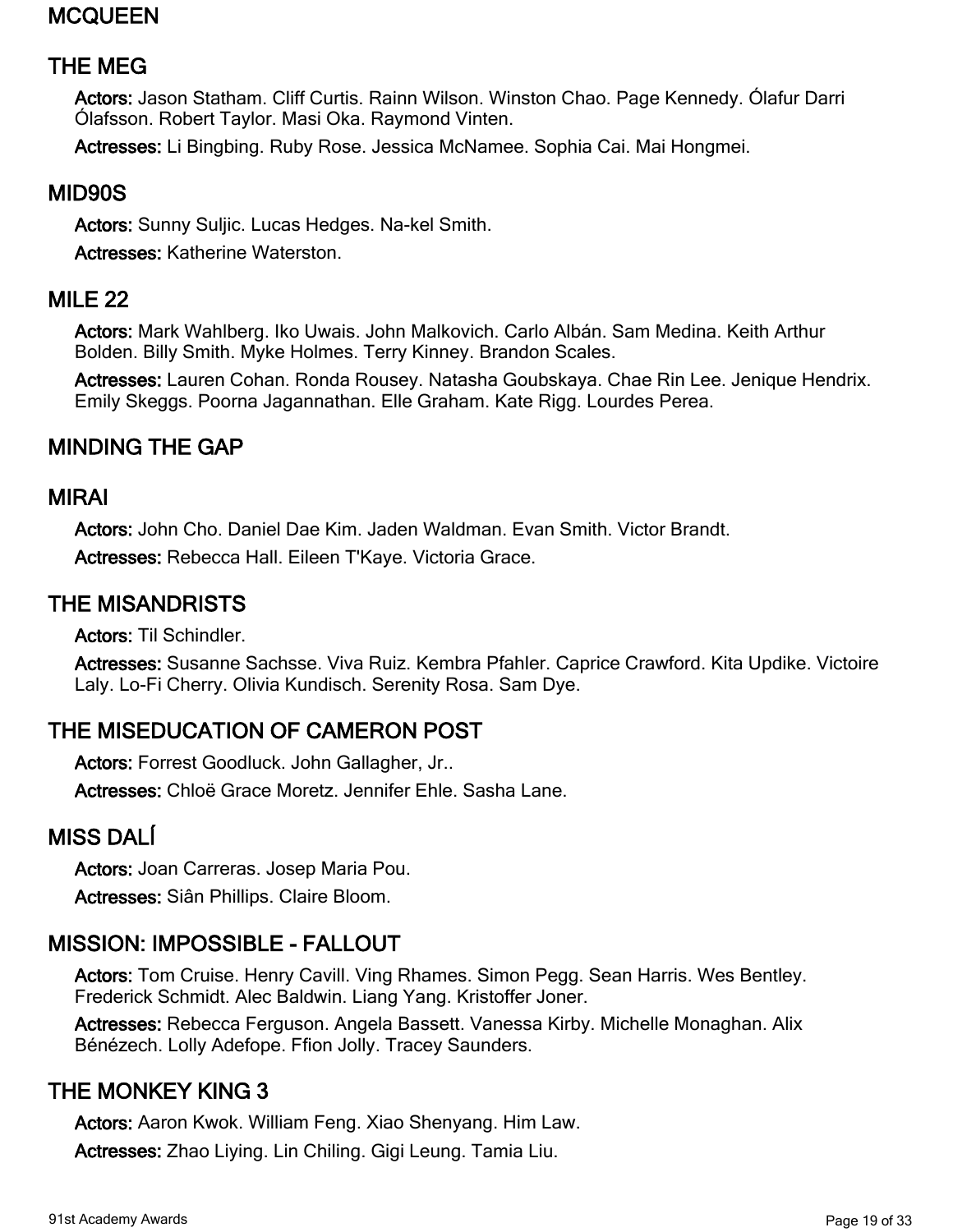## MCQUEEN

## THE MEG

**Actors:** Jason Statham. Cliff Curtis. Rainn Wilson. Winston Chao. Page Kennedy. Ólafur Darri Ólafsson. Robert Taylor. Masi Oka. Raymond Vinten.

**Actresses:** Li Bingbing. Ruby Rose. Jessica McNamee. Sophia Cai. Mai Hongmei.

## MID90S

**Actors:** Sunny Suljic. Lucas Hedges. Na-kel Smith.

**Actresses:** Katherine Waterston.

## MILE 22

**Actors:** Mark Wahlberg. Iko Uwais. John Malkovich. Carlo Albán. Sam Medina. Keith Arthur Bolden. Billy Smith. Myke Holmes. Terry Kinney. Brandon Scales.

**Actresses:** Lauren Cohan. Ronda Rousey. Natasha Goubskaya. Chae Rin Lee. Jenique Hendrix. Emily Skeggs. Poorna Jagannathan. Elle Graham. Kate Rigg. Lourdes Perea.

## MINDING THE GAP

## MIRAI

**Actors:** John Cho. Daniel Dae Kim. Jaden Waldman. Evan Smith. Victor Brandt.

**Actresses:** Rebecca Hall. Eileen T'Kaye. Victoria Grace.

## THE MISANDRISTS

**Actors:** Til Schindler.

**Actresses:** Susanne Sachsse. Viva Ruiz. Kembra Pfahler. Caprice Crawford. Kita Updike. Victoire Laly. Lo-Fi Cherry. Olivia Kundisch. Serenity Rosa. Sam Dye.

## THE MISEDUCATION OF CAMERON POST

**Actors:** Forrest Goodluck. John Gallagher, Jr..

**Actresses:** Chloë Grace Moretz. Jennifer Ehle. Sasha Lane.

## MISS DALÍ

**Actors:** Joan Carreras. Josep Maria Pou.

**Actresses:** Siân Phillips. Claire Bloom.

## MISSION: IMPOSSIBLE - FALLOUT

**Actors:** Tom Cruise. Henry Cavill. Ving Rhames. Simon Pegg. Sean Harris. Wes Bentley. Frederick Schmidt. Alec Baldwin. Liang Yang. Kristoffer Joner.

**Actresses:** Rebecca Ferguson. Angela Bassett. Vanessa Kirby. Michelle Monaghan. Alix Bénézech. Lolly Adefope. Ffion Jolly. Tracey Saunders.

## THE MONKEY KING 3

**Actors:** Aaron Kwok. William Feng. Xiao Shenyang. Him Law.

**Actresses:** Zhao Liying. Lin Chiling. Gigi Leung. Tamia Liu.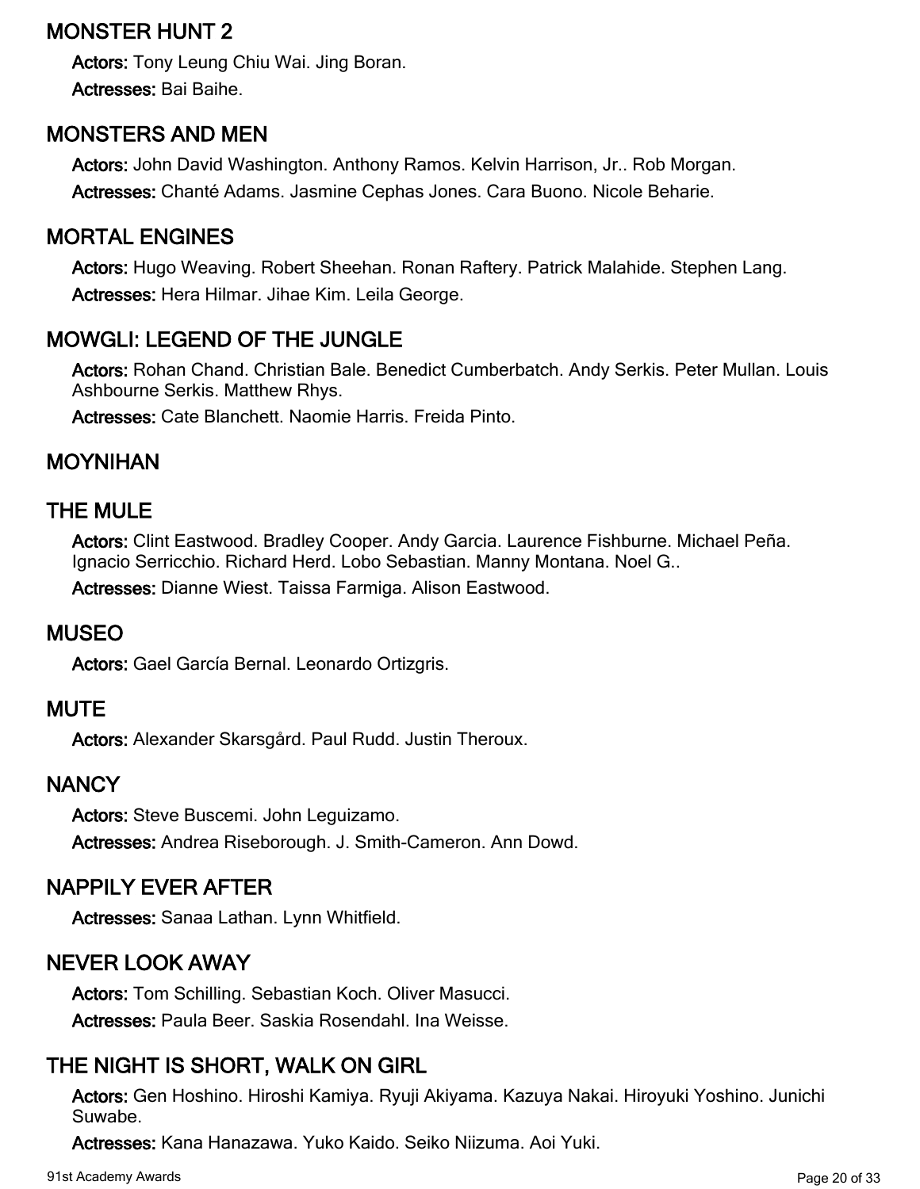## MONSTER HUNT 2

**Actors:** Tony Leung Chiu Wai. Jing Boran.

**Actresses:** Bai Baihe.

## MONSTERS AND MEN

**Actors:** John David Washington. Anthony Ramos. Kelvin Harrison, Jr.. Rob Morgan.

**Actresses:** Chanté Adams. Jasmine Cephas Jones. Cara Buono. Nicole Beharie.

## MORTAL ENGINES

**Actors:** Hugo Weaving. Robert Sheehan. Ronan Raftery. Patrick Malahide. Stephen Lang.

**Actresses:** Hera Hilmar. Jihae Kim. Leila George.

## MOWGLI: LEGEND OF THE JUNGLE

**Actors:** Rohan Chand. Christian Bale. Benedict Cumberbatch. Andy Serkis. Peter Mullan. Louis Ashbourne Serkis. Matthew Rhys.

**Actresses:** Cate Blanchett. Naomie Harris. Freida Pinto.

## MOYNIHAN

## THE MULE

**Actors:** Clint Eastwood. Bradley Cooper. Andy Garcia. Laurence Fishburne. Michael Peña. Ignacio Serricchio. Richard Herd. Lobo Sebastian. Manny Montana. Noel G..

**Actresses:** Dianne Wiest. Taissa Farmiga. Alison Eastwood.

## MUSEO

**Actors:** Gael García Bernal. Leonardo Ortizgris.

## MUTE

**Actors:** Alexander Skarsgård. Paul Rudd. Justin Theroux.

## NANCY

**Actors:** Steve Buscemi. John Leguizamo.

**Actresses:** Andrea Riseborough. J. Smith-Cameron. Ann Dowd.

## NAPPILY EVER AFTER

**Actresses:** Sanaa Lathan. Lynn Whitfield.

## NEVER LOOK AWAY

**Actors:** Tom Schilling. Sebastian Koch. Oliver Masucci.

**Actresses:** Paula Beer. Saskia Rosendahl. Ina Weisse.

## THE NIGHT IS SHORT, WALK ON GIRL

**Actors:** Gen Hoshino. Hiroshi Kamiya. Ryuji Akiyama. Kazuya Nakai. Hiroyuki Yoshino. Junichi Suwabe.

**Actresses:** Kana Hanazawa. Yuko Kaido. Seiko Niizuma. Aoi Yuki.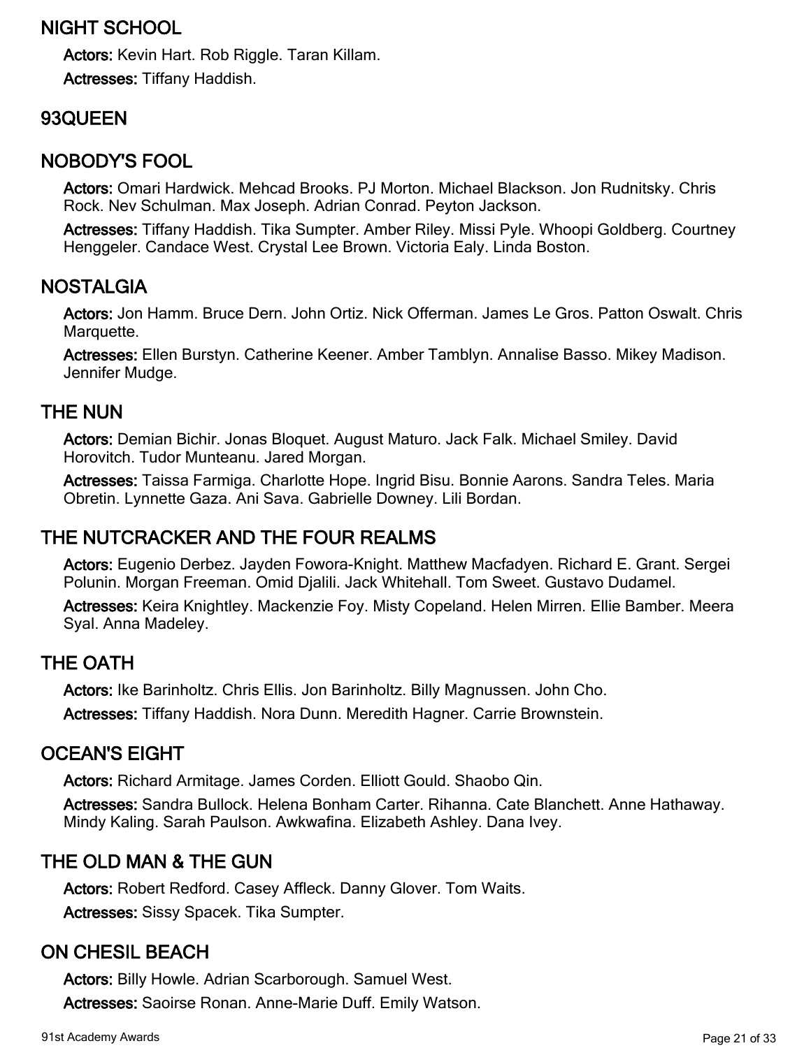## NIGHT SCHOOL

**Actors:** Kevin Hart. Rob Riggle. Taran Killam.

**Actresses:** Tiffany Haddish.

## 93QUEEN

## NOBODY'S FOOL

**Actors:** Omari Hardwick. Mehcad Brooks. PJ Morton. Michael Blackson. Jon Rudnitsky. Chris Rock. Nev Schulman. Max Joseph. Adrian Conrad. Peyton Jackson.

**Actresses:** Tiffany Haddish. Tika Sumpter. Amber Riley. Missi Pyle. Whoopi Goldberg. Courtney Henggeler. Candace West. Crystal Lee Brown. Victoria Ealy. Linda Boston.

## NOSTALGIA

**Actors:** Jon Hamm. Bruce Dern. John Ortiz. Nick Offerman. James Le Gros. Patton Oswalt. Chris Marquette.

**Actresses:** Ellen Burstyn. Catherine Keener. Amber Tamblyn. Annalise Basso. Mikey Madison. Jennifer Mudge.

## THE NUN

**Actors:** Demian Bichir. Jonas Bloquet. August Maturo. Jack Falk. Michael Smiley. David Horovitch. Tudor Munteanu. Jared Morgan.

**Actresses:** Taissa Farmiga. Charlotte Hope. Ingrid Bisu. Bonnie Aarons. Sandra Teles. Maria Obretin. Lynnette Gaza. Ani Sava. Gabrielle Downey. Lili Bordan.

## THE NUTCRACKER AND THE FOUR REALMS

**Actors:** Eugenio Derbez. Jayden Fowora-Knight. Matthew Macfadyen. Richard E. Grant. Sergei Polunin. Morgan Freeman. Omid Djalili. Jack Whitehall. Tom Sweet. Gustavo Dudamel.

**Actresses:** Keira Knightley. Mackenzie Foy. Misty Copeland. Helen Mirren. Ellie Bamber. Meera Syal. Anna Madeley.

## THE OATH

**Actors:** Ike Barinholtz. Chris Ellis. Jon Barinholtz. Billy Magnussen. John Cho.

**Actresses:** Tiffany Haddish. Nora Dunn. Meredith Hagner. Carrie Brownstein.

## OCEAN'S EIGHT

**Actors:** Richard Armitage. James Corden. Elliott Gould. Shaobo Qin.

**Actresses:** Sandra Bullock. Helena Bonham Carter. Rihanna. Cate Blanchett. Anne Hathaway. Mindy Kaling. Sarah Paulson. Awkwafina. Elizabeth Ashley. Dana Ivey.

## THE OLD MAN & THE GUN

**Actors:** Robert Redford. Casey Affleck. Danny Glover. Tom Waits.

**Actresses:** Sissy Spacek. Tika Sumpter.

## ON CHESIL BEACH

**Actors:** Billy Howle. Adrian Scarborough. Samuel West.

**Actresses:** Saoirse Ronan. Anne-Marie Duff. Emily Watson.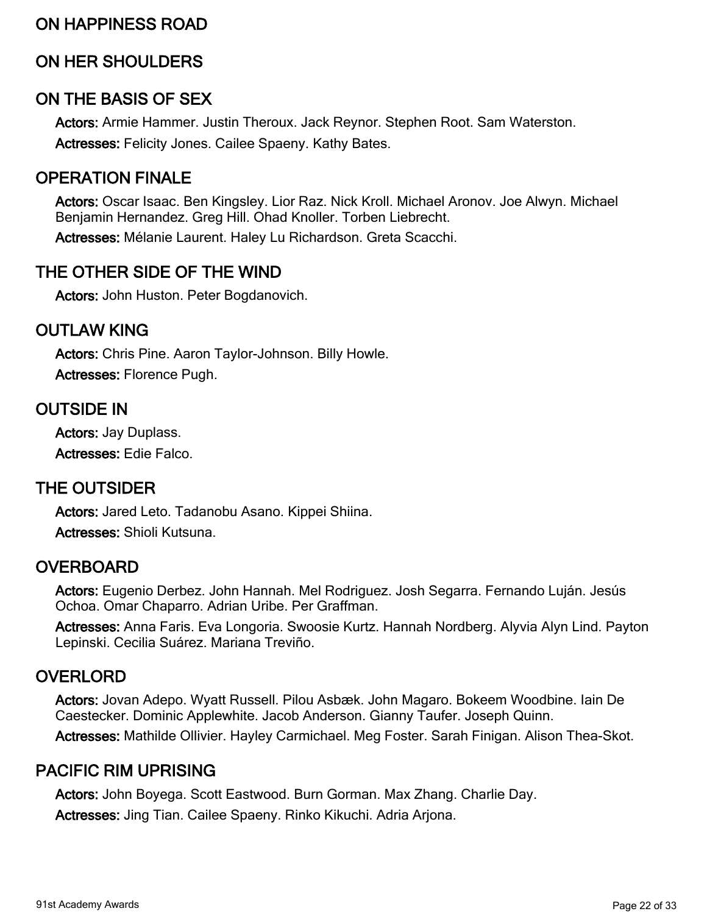## ON HAPPINESS ROAD

## ON HER SHOULDERS

## ON THE BASIS OF SEX

**Actors:** Armie Hammer. Justin Theroux. Jack Reynor. Stephen Root. Sam Waterston.

**Actresses:** Felicity Jones. Cailee Spaeny. Kathy Bates.

## OPERATION FINALE

**Actors:** Oscar Isaac. Ben Kingsley. Lior Raz. Nick Kroll. Michael Aronov. Joe Alwyn. Michael Benjamin Hernandez. Greg Hill. Ohad Knoller. Torben Liebrecht.

**Actresses:** Mélanie Laurent. Haley Lu Richardson. Greta Scacchi.

## THE OTHER SIDE OF THE WIND

**Actors:** John Huston. Peter Bogdanovich.

## OUTLAW KING

**Actors:** Chris Pine. Aaron Taylor-Johnson. Billy Howle.

**Actresses:** Florence Pugh.

## OUTSIDE IN

**Actors:** Jay Duplass.

**Actresses:** Edie Falco.

## THE OUTSIDER

**Actors:** Jared Leto. Tadanobu Asano. Kippei Shiina.

**Actresses:** Shioli Kutsuna.

## OVERBOARD

**Actors:** Eugenio Derbez. John Hannah. Mel Rodriguez. Josh Segarra. Fernando Luján. Jesús Ochoa. Omar Chaparro. Adrian Uribe. Per Graffman.

**Actresses:** Anna Faris. Eva Longoria. Swoosie Kurtz. Hannah Nordberg. Alyvia Alyn Lind. Payton Lepinski. Cecilia Suárez. Mariana Treviño.

## OVERLORD

**Actors:** Jovan Adepo. Wyatt Russell. Pilou Asbæk. John Magaro. Bokeem Woodbine. Iain De Caestecker. Dominic Applewhite. Jacob Anderson. Gianny Taufer. Joseph Quinn.

**Actresses:** Mathilde Ollivier. Hayley Carmichael. Meg Foster. Sarah Finigan. Alison Thea-Skot.

## PACIFIC RIM UPRISING

**Actors:** John Boyega. Scott Eastwood. Burn Gorman. Max Zhang. Charlie Day.

**Actresses:** Jing Tian. Cailee Spaeny. Rinko Kikuchi. Adria Arjona.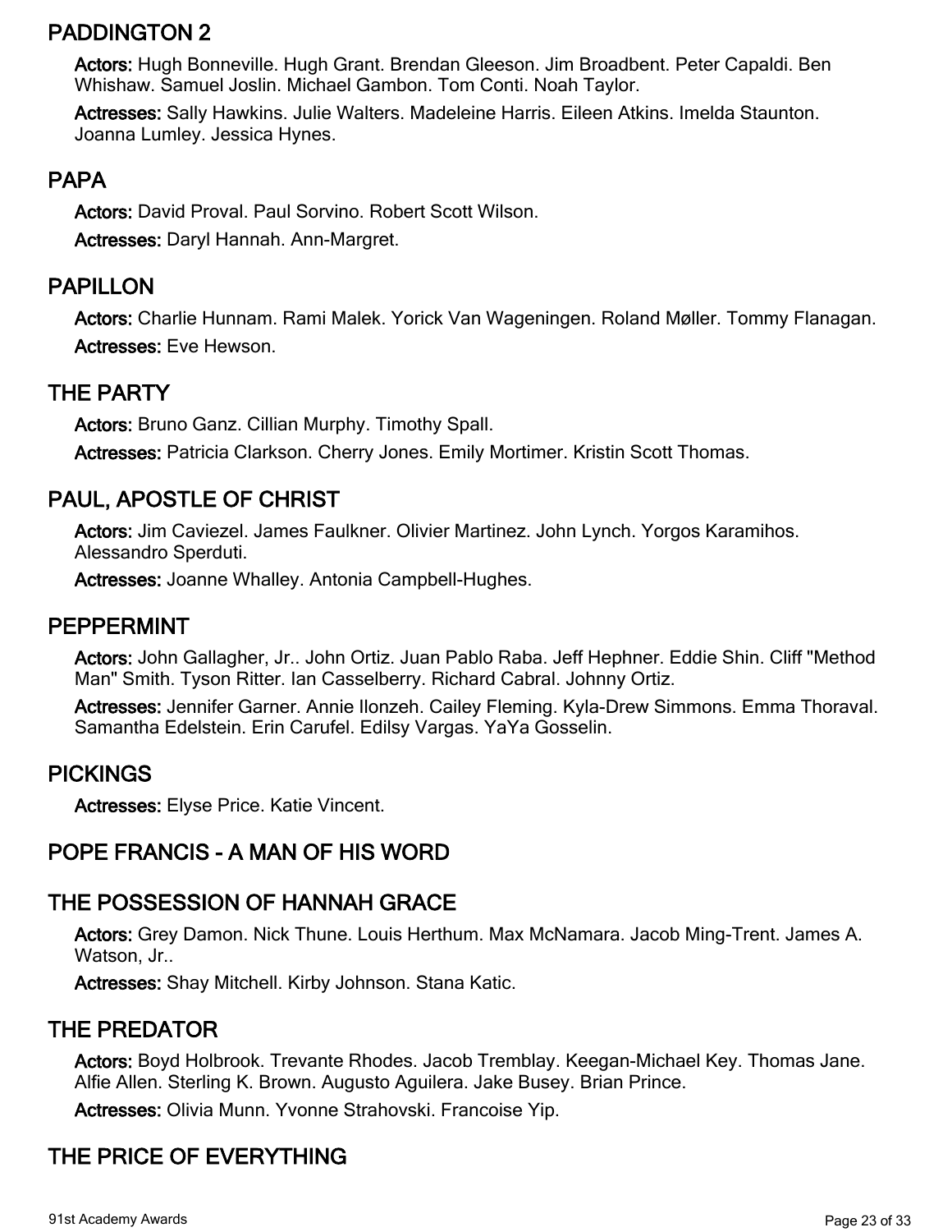## PADDINGTON 2

**Actors:** Hugh Bonneville. Hugh Grant. Brendan Gleeson. Jim Broadbent. Peter Capaldi. Ben Whishaw. Samuel Joslin. Michael Gambon. Tom Conti. Noah Taylor.

**Actresses:** Sally Hawkins. Julie Walters. Madeleine Harris. Eileen Atkins. Imelda Staunton. Joanna Lumley. Jessica Hynes.

## PAPA

**Actors:** David Proval. Paul Sorvino. Robert Scott Wilson.

**Actresses:** Daryl Hannah. Ann-Margret.

## PAPILLON

**Actors:** Charlie Hunnam. Rami Malek. Yorick Van Wageningen. Roland Møller. Tommy Flanagan.

**Actresses:** Eve Hewson.

## THE PARTY

**Actors:** Bruno Ganz. Cillian Murphy. Timothy Spall.

**Actresses:** Patricia Clarkson. Cherry Jones. Emily Mortimer. Kristin Scott Thomas.

## PAUL, APOSTLE OF CHRIST

**Actors:** Jim Caviezel. James Faulkner. Olivier Martinez. John Lynch. Yorgos Karamihos. Alessandro Sperduti.

**Actresses:** Joanne Whalley. Antonia Campbell-Hughes.

## PEPPERMINT

**Actors:** John Gallagher, Jr.. John Ortiz. Juan Pablo Raba. Jeff Hephner. Eddie Shin. Cliff "Method Man" Smith. Tyson Ritter. Ian Casselberry. Richard Cabral. Johnny Ortiz.

**Actresses:** Jennifer Garner. Annie Ilonzeh. Cailey Fleming. Kyla-Drew Simmons. Emma Thoraval. Samantha Edelstein. Erin Carufel. Edilsy Vargas. YaYa Gosselin.

## PICKINGS

**Actresses:** Elyse Price. Katie Vincent.

## POPE FRANCIS - A MAN OF HIS WORD

## THE POSSESSION OF HANNAH GRACE

**Actors:** Grey Damon. Nick Thune. Louis Herthum. Max McNamara. Jacob Ming-Trent. James A. Watson, Jr..

**Actresses:** Shay Mitchell. Kirby Johnson. Stana Katic.

## THE PREDATOR

**Actors:** Boyd Holbrook. Trevante Rhodes. Jacob Tremblay. Keegan-Michael Key. Thomas Jane. Alfie Allen. Sterling K. Brown. Augusto Aguilera. Jake Busey. Brian Prince.

**Actresses:** Olivia Munn. Yvonne Strahovski. Francoise Yip.

## THE PRICE OF EVERYTHING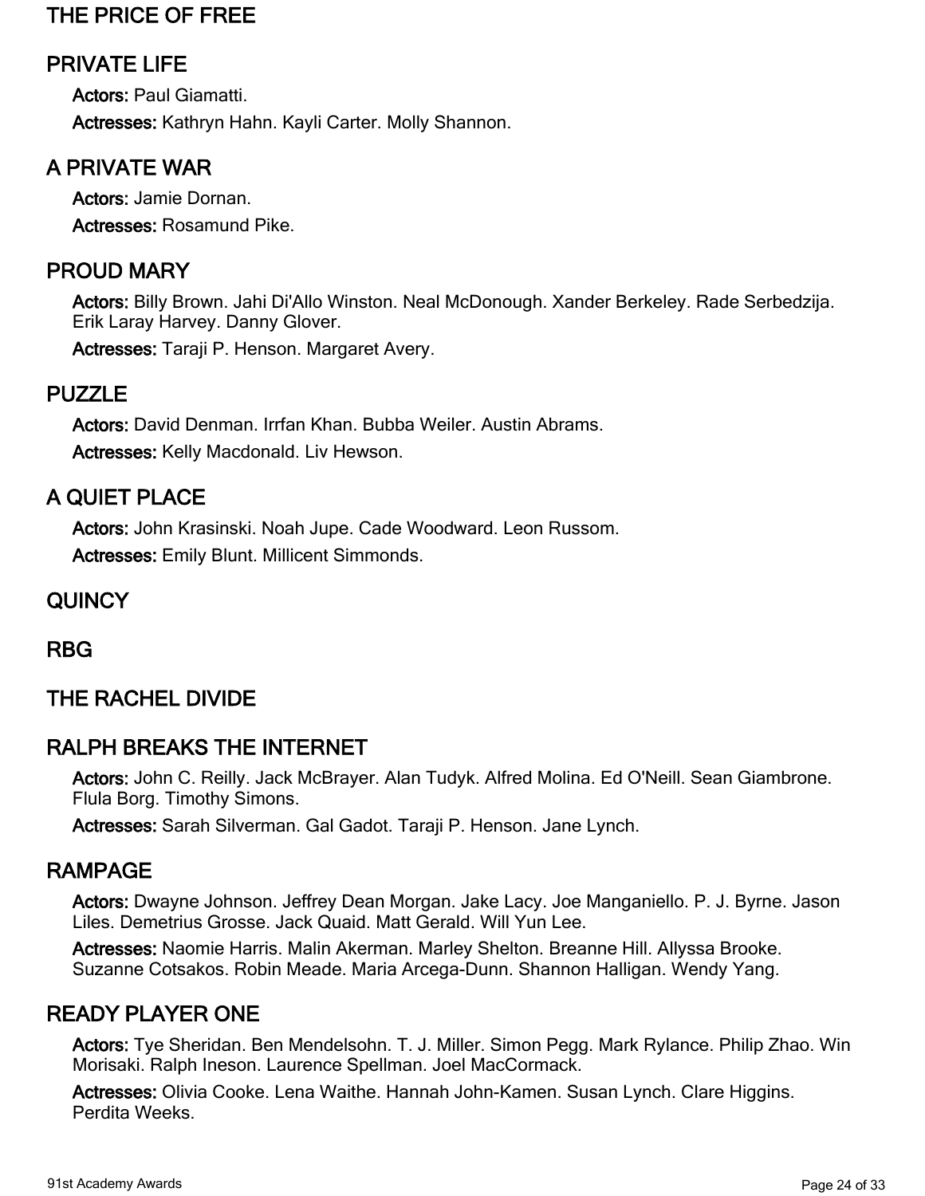## THE PRICE OF FREE

## PRIVATE LIFE

**Actors:** Paul Giamatti.

**Actresses:** Kathryn Hahn. Kayli Carter. Molly Shannon.

## A PRIVATE WAR

**Actors:** Jamie Dornan.

**Actresses:** Rosamund Pike.

## PROUD MARY

**Actors:** Billy Brown. Jahi Di'Allo Winston. Neal McDonough. Xander Berkeley. Rade Serbedzija. Erik Laray Harvey. Danny Glover.

**Actresses:** Taraji P. Henson. Margaret Avery.

## PUZZLE

**Actors:** David Denman. Irrfan Khan. Bubba Weiler. Austin Abrams.

**Actresses:** Kelly Macdonald. Liv Hewson.

## A QUIET PLACE

**Actors:** John Krasinski. Noah Jupe. Cade Woodward. Leon Russom.

**Actresses:** Emily Blunt. Millicent Simmonds.

## QUINCY

## RBG

## THE RACHEL DIVIDE

## RALPH BREAKS THE INTERNET

**Actors:** John C. Reilly. Jack McBrayer. Alan Tudyk. Alfred Molina. Ed O'Neill. Sean Giambrone. Flula Borg. Timothy Simons.

**Actresses:** Sarah Silverman. Gal Gadot. Taraji P. Henson. Jane Lynch.

## RAMPAGE

**Actors:** Dwayne Johnson. Jeffrey Dean Morgan. Jake Lacy. Joe Manganiello. P. J. Byrne. Jason Liles. Demetrius Grosse. Jack Quaid. Matt Gerald. Will Yun Lee.

**Actresses:** Naomie Harris. Malin Akerman. Marley Shelton. Breanne Hill. Allyssa Brooke. Suzanne Cotsakos. Robin Meade. Maria Arcega-Dunn. Shannon Halligan. Wendy Yang.

## READY PLAYER ONE

**Actors:** Tye Sheridan. Ben Mendelsohn. T. J. Miller. Simon Pegg. Mark Rylance. Philip Zhao. Win Morisaki. Ralph Ineson. Laurence Spellman. Joel MacCormack.

**Actresses:** Olivia Cooke. Lena Waithe. Hannah John-Kamen. Susan Lynch. Clare Higgins. Perdita Weeks.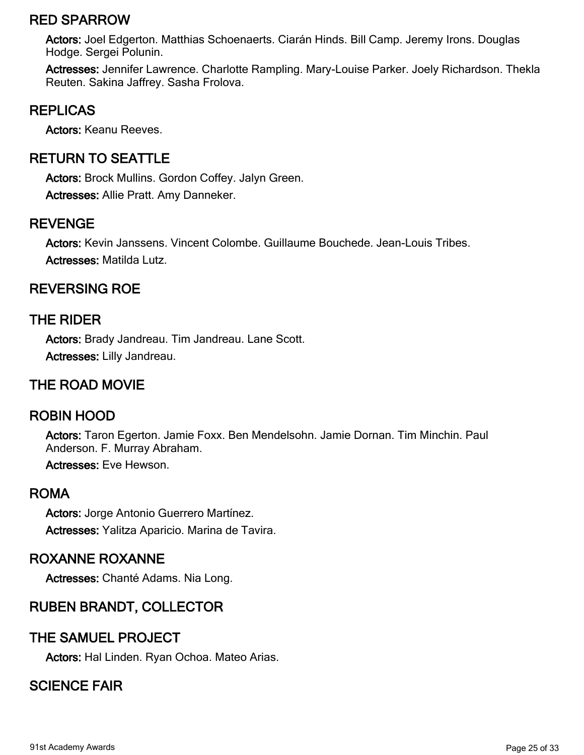## RED SPARROW

**Actors:** Joel Edgerton. Matthias Schoenaerts. Ciarán Hinds. Bill Camp. Jeremy Irons. Douglas Hodge. Sergei Polunin.

**Actresses:** Jennifer Lawrence. Charlotte Rampling. Mary-Louise Parker. Joely Richardson. Thekla Reuten. Sakina Jaffrey. Sasha Frolova.

## REPLICAS

**Actors:** Keanu Reeves.

## RETURN TO SEATTLE

**Actors:** Brock Mullins. Gordon Coffey. Jalyn Green.

**Actresses:** Allie Pratt. Amy Danneker.

## REVENGE

**Actors:** Kevin Janssens. Vincent Colombe. Guillaume Bouchede. Jean-Louis Tribes.

**Actresses:** Matilda Lutz.

## REVERSING ROE

## THE RIDER

**Actors:** Brady Jandreau. Tim Jandreau. Lane Scott.

**Actresses:** Lilly Jandreau.

## THE ROAD MOVIE

## ROBIN HOOD

**Actors:** Taron Egerton. Jamie Foxx. Ben Mendelsohn. Jamie Dornan. Tim Minchin. Paul Anderson. F. Murray Abraham.

**Actresses:** Eve Hewson.

## ROMA

**Actors:** Jorge Antonio Guerrero Martínez.

**Actresses:** Yalitza Aparicio. Marina de Tavira.

## ROXANNE ROXANNE

**Actresses:** Chanté Adams. Nia Long.

## RUBEN BRANDT, COLLECTOR

## THE SAMUEL PROJECT

**Actors:** Hal Linden. Ryan Ochoa. Mateo Arias.

## SCIENCE FAIR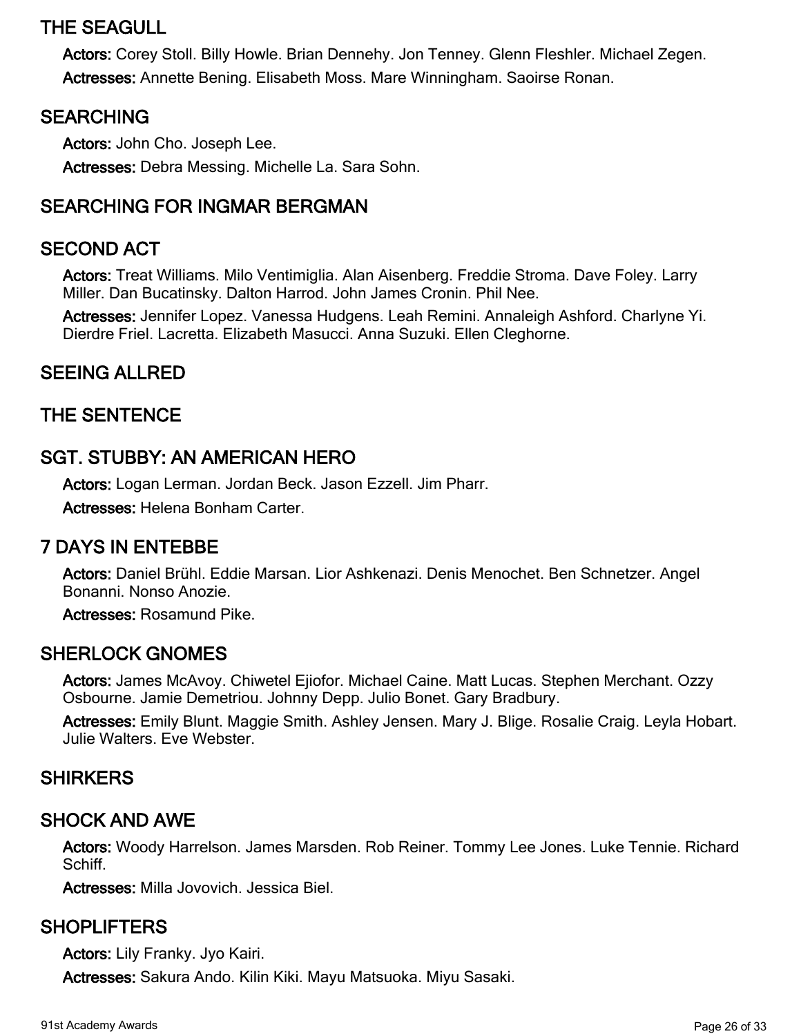## THE SEAGULL

**Actors:** Corey Stoll. Billy Howle. Brian Dennehy. Jon Tenney. Glenn Fleshler. Michael Zegen.

**Actresses:** Annette Bening. Elisabeth Moss. Mare Winningham. Saoirse Ronan.

## SEARCHING

**Actors:** John Cho. Joseph Lee.

**Actresses:** Debra Messing. Michelle La. Sara Sohn.

## SEARCHING FOR INGMAR BERGMAN

## SECOND ACT

**Actors:** Treat Williams. Milo Ventimiglia. Alan Aisenberg. Freddie Stroma. Dave Foley. Larry Miller. Dan Bucatinsky. Dalton Harrod. John James Cronin. Phil Nee.

**Actresses:** Jennifer Lopez. Vanessa Hudgens. Leah Remini. Annaleigh Ashford. Charlyne Yi. Dierdre Friel. Lacretta. Elizabeth Masucci. Anna Suzuki. Ellen Cleghorne.

## SEEING ALLRED

## THE SENTENCE

## SGT. STUBBY: AN AMERICAN HERO

**Actors:** Logan Lerman. Jordan Beck. Jason Ezzell. Jim Pharr.

**Actresses:** Helena Bonham Carter.

## 7 DAYS IN ENTEBBE

**Actors:** Daniel Brühl. Eddie Marsan. Lior Ashkenazi. Denis Menochet. Ben Schnetzer. Angel Bonanni. Nonso Anozie.

**Actresses:** Rosamund Pike.

## SHERLOCK GNOMES

**Actors:** James McAvoy. Chiwetel Ejiofor. Michael Caine. Matt Lucas. Stephen Merchant. Ozzy Osbourne. Jamie Demetriou. Johnny Depp. Julio Bonet. Gary Bradbury.

**Actresses:** Emily Blunt. Maggie Smith. Ashley Jensen. Mary J. Blige. Rosalie Craig. Leyla Hobart. Julie Walters. Eve Webster.

## SHIRKERS

## SHOCK AND AWE

**Actors:** Woody Harrelson. James Marsden. Rob Reiner. Tommy Lee Jones. Luke Tennie. Richard Schiff.

**Actresses:** Milla Jovovich. Jessica Biel.

## SHOPLIFTERS

**Actors:** Lily Franky. Jyo Kairi.

**Actresses:** Sakura Ando. Kilin Kiki. Mayu Matsuoka. Miyu Sasaki.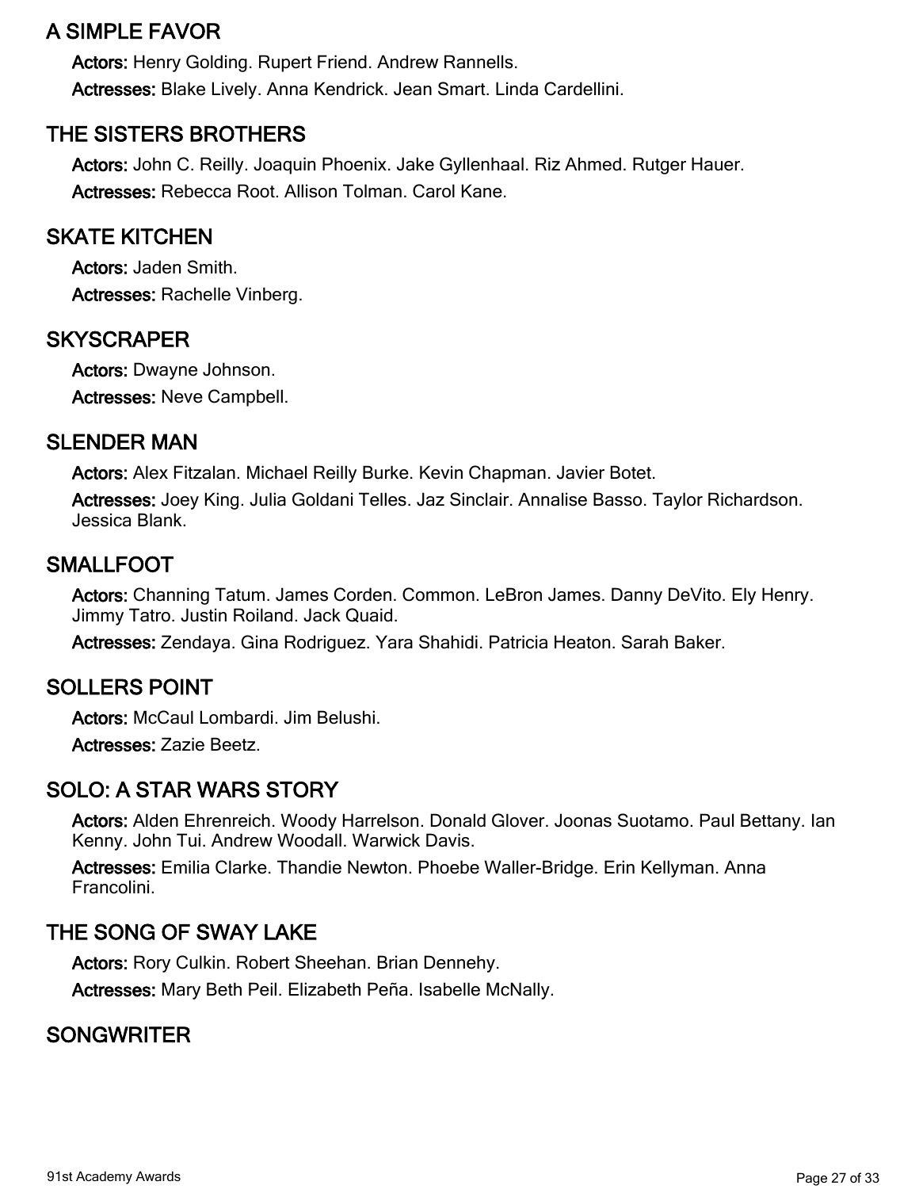## A SIMPLE FAVOR

**Actors:** Henry Golding. Rupert Friend. Andrew Rannells.

**Actresses:** Blake Lively. Anna Kendrick. Jean Smart. Linda Cardellini.

## THE SISTERS BROTHERS

**Actors:** John C. Reilly. Joaquin Phoenix. Jake Gyllenhaal. Riz Ahmed. Rutger Hauer.

**Actresses:** Rebecca Root. Allison Tolman. Carol Kane.

## SKATE KITCHEN

**Actors:** Jaden Smith.

**Actresses:** Rachelle Vinberg.

## SKYSCRAPER

**Actors:** Dwayne Johnson.

**Actresses:** Neve Campbell.

## SLENDER MAN

**Actors:** Alex Fitzalan. Michael Reilly Burke. Kevin Chapman. Javier Botet.

**Actresses:** Joey King. Julia Goldani Telles. Jaz Sinclair. Annalise Basso. Taylor Richardson. Jessica Blank.

## SMALLFOOT

**Actors:** Channing Tatum. James Corden. Common. LeBron James. Danny DeVito. Ely Henry. Jimmy Tatro. Justin Roiland. Jack Quaid.

**Actresses:** Zendaya. Gina Rodriguez. Yara Shahidi. Patricia Heaton. Sarah Baker.

## SOLLERS POINT

**Actors:** McCaul Lombardi. Jim Belushi.

**Actresses:** Zazie Beetz.

## SOLO: A STAR WARS STORY

**Actors:** Alden Ehrenreich. Woody Harrelson. Donald Glover. Joonas Suotamo. Paul Bettany. Ian Kenny. John Tui. Andrew Woodall. Warwick Davis.

**Actresses:** Emilia Clarke. Thandie Newton. Phoebe Waller-Bridge. Erin Kellyman. Anna Francolini.

## THE SONG OF SWAY LAKE

**Actors:** Rory Culkin. Robert Sheehan. Brian Dennehy.

**Actresses:** Mary Beth Peil. Elizabeth Peña. Isabelle McNally.

## SONGWRITER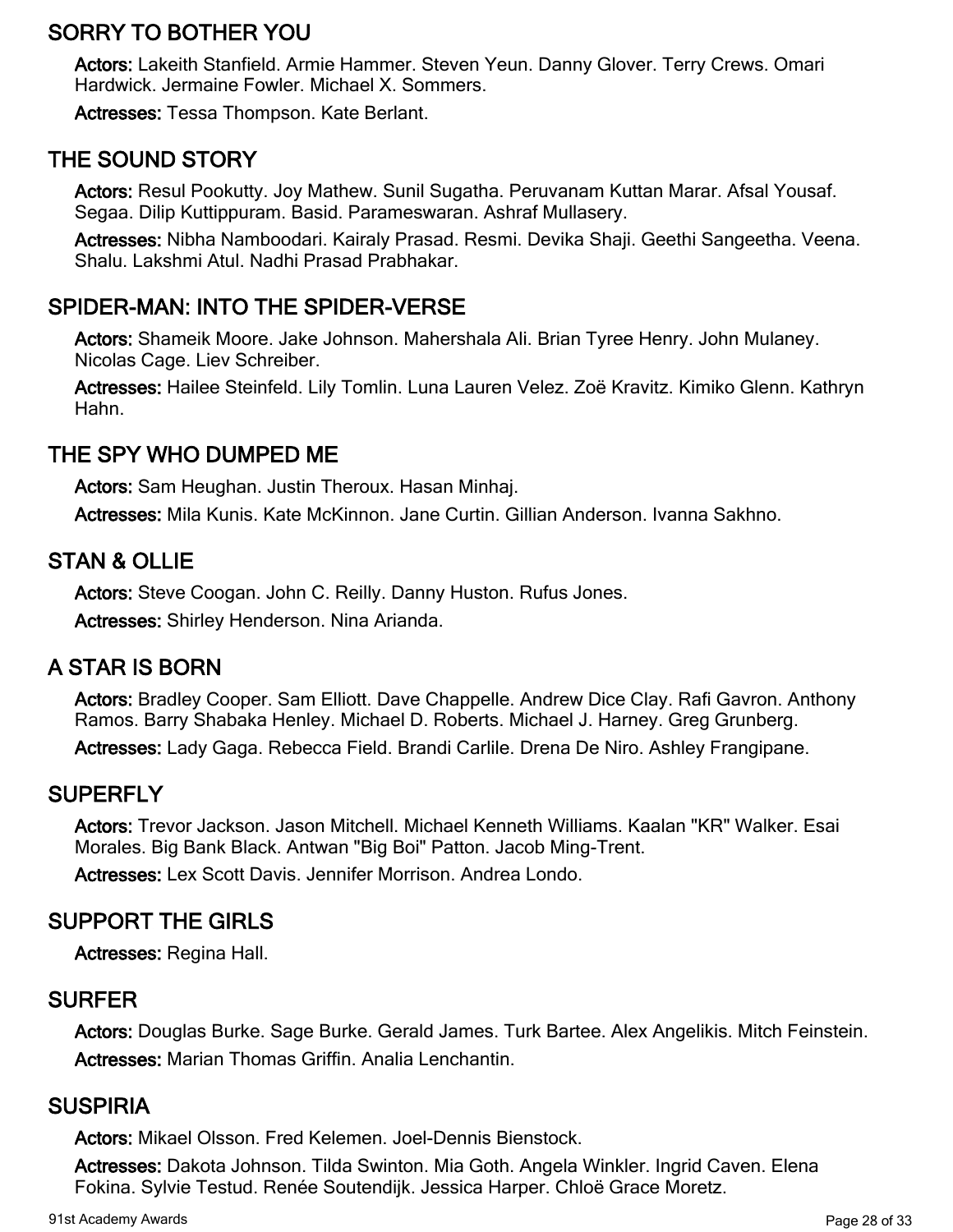## SORRY TO BOTHER YOU

**Actors:** Lakeith Stanfield. Armie Hammer. Steven Yeun. Danny Glover. Terry Crews. Omari Hardwick. Jermaine Fowler. Michael X. Sommers.

**Actresses:** Tessa Thompson. Kate Berlant.

## THE SOUND STORY

**Actors:** Resul Pookutty. Joy Mathew. Sunil Sugatha. Peruvanam Kuttan Marar. Afsal Yousaf. Segaa. Dilip Kuttippuram. Basid. Parameswaran. Ashraf Mullasery.

**Actresses:** Nibha Namboodari. Kairaly Prasad. Resmi. Devika Shaji. Geethi Sangeetha. Veena. Shalu. Lakshmi Atul. Nadhi Prasad Prabhakar.

## SPIDER-MAN: INTO THE SPIDER-VERSE

**Actors:** Shameik Moore. Jake Johnson. Mahershala Ali. Brian Tyree Henry. John Mulaney. Nicolas Cage. Liev Schreiber.

**Actresses:** Hailee Steinfeld. Lily Tomlin. Luna Lauren Velez. Zoë Kravitz. Kimiko Glenn. Kathryn Hahn.

## THE SPY WHO DUMPED ME

**Actors:** Sam Heughan. Justin Theroux. Hasan Minhaj.

**Actresses:** Mila Kunis. Kate McKinnon. Jane Curtin. Gillian Anderson. Ivanna Sakhno.

## STAN & OLLIE

**Actors:** Steve Coogan. John C. Reilly. Danny Huston. Rufus Jones.

**Actresses:** Shirley Henderson. Nina Arianda.

## A STAR IS BORN

**Actors:** Bradley Cooper. Sam Elliott. Dave Chappelle. Andrew Dice Clay. Rafi Gavron. Anthony Ramos. Barry Shabaka Henley. Michael D. Roberts. Michael J. Harney. Greg Grunberg.

**Actresses:** Lady Gaga. Rebecca Field. Brandi Carlile. Drena De Niro. Ashley Frangipane.

## SUPERFLY

**Actors:** Trevor Jackson. Jason Mitchell. Michael Kenneth Williams. Kaalan "KR" Walker. Esai Morales. Big Bank Black. Antwan "Big Boi" Patton. Jacob Ming-Trent.

**Actresses:** Lex Scott Davis. Jennifer Morrison. Andrea Londo.

## SUPPORT THE GIRLS

**Actresses:** Regina Hall.

## SURFER

**Actors:** Douglas Burke. Sage Burke. Gerald James. Turk Bartee. Alex Angelikis. Mitch Feinstein.

**Actresses:** Marian Thomas Griffin. Analia Lenchantin.

## SUSPIRIA

**Actors:** Mikael Olsson. Fred Kelemen. Joel-Dennis Bienstock.

**Actresses:** Dakota Johnson. Tilda Swinton. Mia Goth. Angela Winkler. Ingrid Caven. Elena Fokina. Sylvie Testud. Renée Soutendijk. Jessica Harper. Chloë Grace Moretz.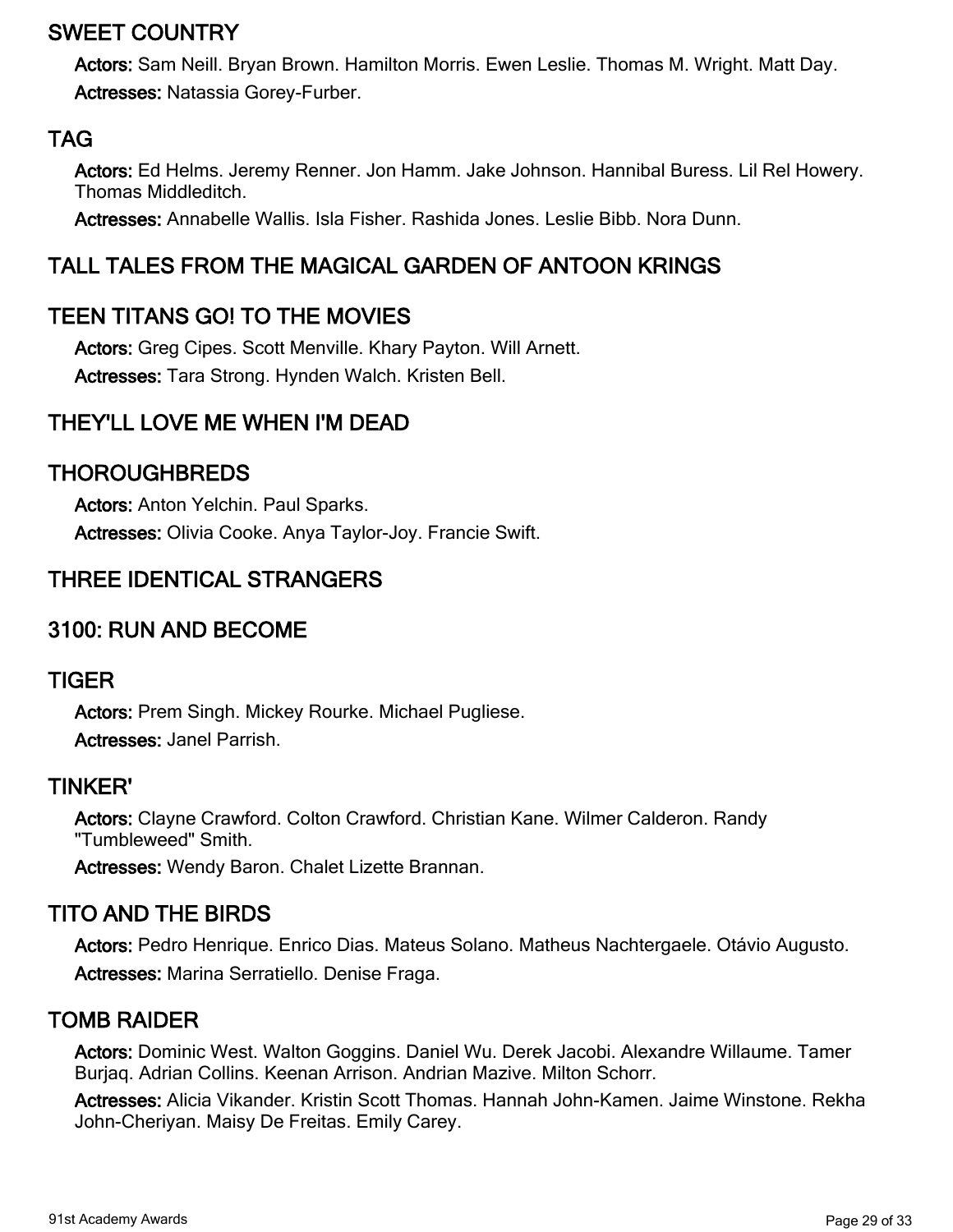## SWEET COUNTRY

**Actors:** Sam Neill. Bryan Brown. Hamilton Morris. Ewen Leslie. Thomas M. Wright. Matt Day.

**Actresses:** Natassia Gorey-Furber.

## TAG

**Actors:** Ed Helms. Jeremy Renner. Jon Hamm. Jake Johnson. Hannibal Buress. Lil Rel Howery. Thomas Middleditch.

**Actresses:** Annabelle Wallis. Isla Fisher. Rashida Jones. Leslie Bibb. Nora Dunn.

## TALL TALES FROM THE MAGICAL GARDEN OF ANTOON KRINGS

## TEEN TITANS GO! TO THE MOVIES

**Actors:** Greg Cipes. Scott Menville. Khary Payton. Will Arnett.

**Actresses:** Tara Strong. Hynden Walch. Kristen Bell.

## THEY'LL LOVE ME WHEN I'M DEAD

## THOROUGHBREDS

**Actors:** Anton Yelchin. Paul Sparks.

**Actresses:** Olivia Cooke. Anya Taylor-Joy. Francie Swift.

## THREE IDENTICAL STRANGERS

## 3100: RUN AND BECOME

## TIGER

**Actors:** Prem Singh. Mickey Rourke. Michael Pugliese.

**Actresses:** Janel Parrish.

## TINKER'

**Actors:** Clayne Crawford. Colton Crawford. Christian Kane. Wilmer Calderon. Randy "Tumbleweed" Smith.

**Actresses:** Wendy Baron. Chalet Lizette Brannan.

## TITO AND THE BIRDS

**Actors:** Pedro Henrique. Enrico Dias. Mateus Solano. Matheus Nachtergaele. Otávio Augusto.

**Actresses:** Marina Serratiello. Denise Fraga.

## TOMB RAIDER

**Actors:** Dominic West. Walton Goggins. Daniel Wu. Derek Jacobi. Alexandre Willaume. Tamer Burjaq. Adrian Collins. Keenan Arrison. Andrian Mazive. Milton Schorr.

**Actresses:** Alicia Vikander. Kristin Scott Thomas. Hannah John-Kamen. Jaime Winstone. Rekha John-Cheriyan. Maisy De Freitas. Emily Carey.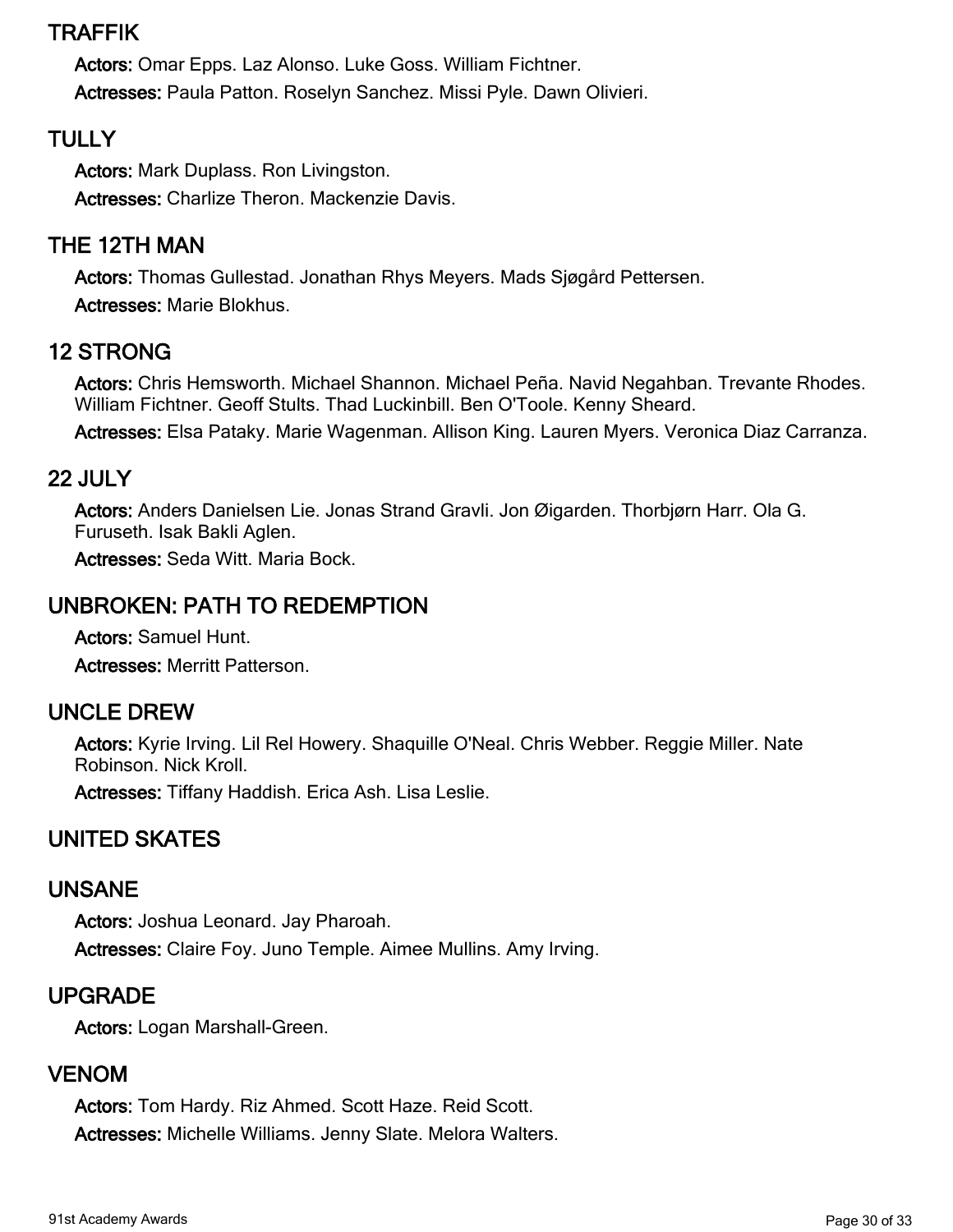## TRAFFIK

**Actors:** Omar Epps. Laz Alonso. Luke Goss. William Fichtner.

**Actresses:** Paula Patton. Roselyn Sanchez. Missi Pyle. Dawn Olivieri.

## TULLY

**Actors:** Mark Duplass. Ron Livingston.

**Actresses:** Charlize Theron. Mackenzie Davis.

## THE 12TH MAN

**Actors:** Thomas Gullestad. Jonathan Rhys Meyers. Mads Sjøgård Pettersen.

**Actresses:** Marie Blokhus.

## 12 STRONG

**Actors:** Chris Hemsworth. Michael Shannon. Michael Peña. Navid Negahban. Trevante Rhodes. William Fichtner. Geoff Stults. Thad Luckinbill. Ben O'Toole. Kenny Sheard.

**Actresses:** Elsa Pataky. Marie Wagenman. Allison King. Lauren Myers. Veronica Diaz Carranza.

## 22 JULY

**Actors:** Anders Danielsen Lie. Jonas Strand Gravli. Jon Øigarden. Thorbjørn Harr. Ola G. Furuseth. Isak Bakli Aglen.

**Actresses:** Seda Witt. Maria Bock.

## UNBROKEN: PATH TO REDEMPTION

**Actors:** Samuel Hunt.

**Actresses:** Merritt Patterson.

## UNCLE DREW

**Actors:** Kyrie Irving. Lil Rel Howery. Shaquille O'Neal. Chris Webber. Reggie Miller. Nate Robinson. Nick Kroll.

**Actresses:** Tiffany Haddish. Erica Ash. Lisa Leslie.

## UNITED SKATES

## UNSANE

**Actors:** Joshua Leonard. Jay Pharoah.

**Actresses:** Claire Foy. Juno Temple. Aimee Mullins. Amy Irving.

## UPGRADE

**Actors:** Logan Marshall-Green.

## VENOM

**Actors:** Tom Hardy. Riz Ahmed. Scott Haze. Reid Scott.

**Actresses:** Michelle Williams. Jenny Slate. Melora Walters.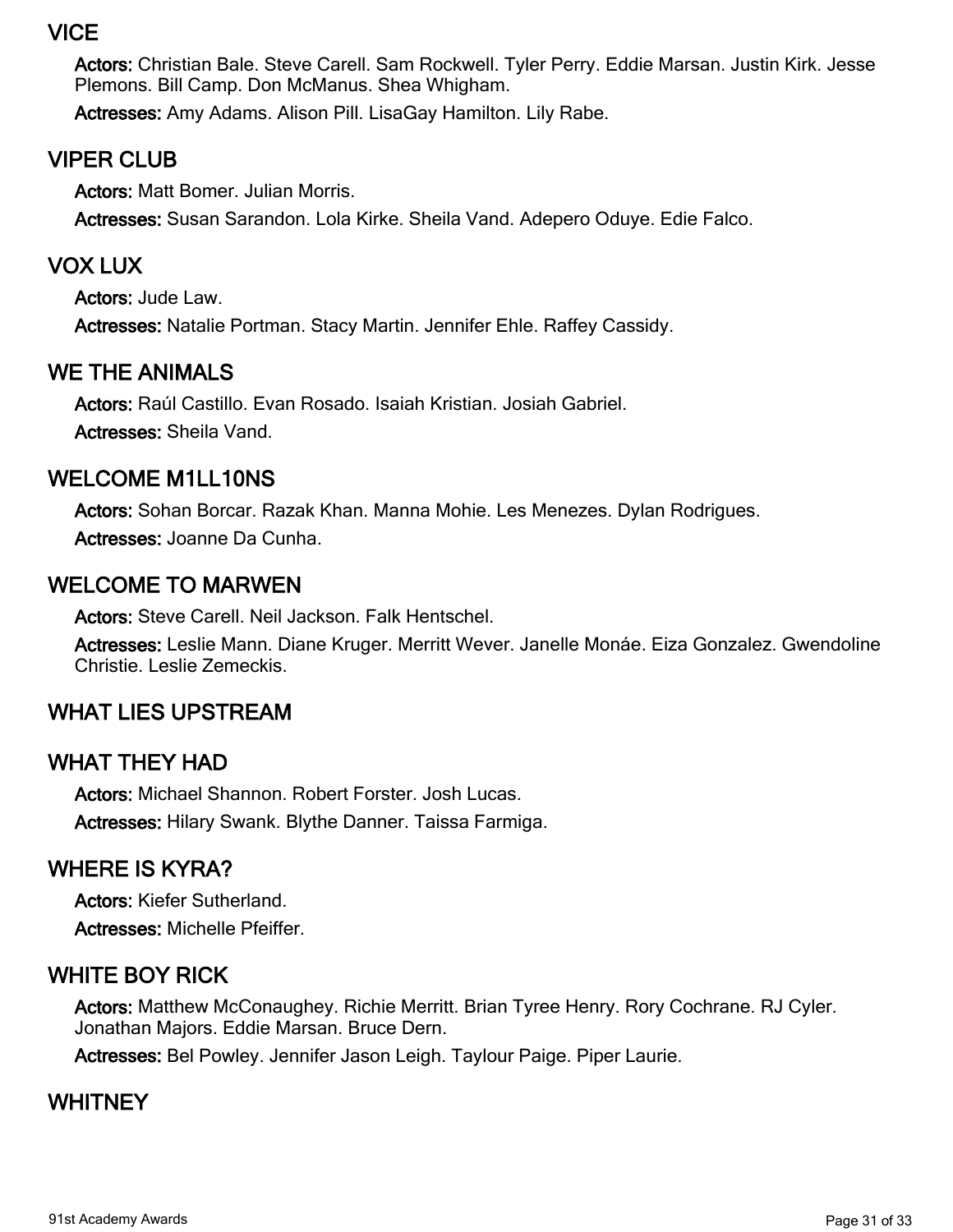## VICE

**Actors:** Christian Bale. Steve Carell. Sam Rockwell. Tyler Perry. Eddie Marsan. Justin Kirk. Jesse Plemons. Bill Camp. Don McManus. Shea Whigham.

**Actresses:** Amy Adams. Alison Pill. LisaGay Hamilton. Lily Rabe.

## VIPER CLUB

**Actors:** Matt Bomer. Julian Morris.

**Actresses:** Susan Sarandon. Lola Kirke. Sheila Vand. Adepero Oduye. Edie Falco.

## VOX LUX

**Actors:** Jude Law.

**Actresses:** Natalie Portman. Stacy Martin. Jennifer Ehle. Raffey Cassidy.

## WE THE ANIMALS

**Actors:** Raúl Castillo. Evan Rosado. Isaiah Kristian. Josiah Gabriel.

**Actresses:** Sheila Vand.

## WELCOME M1LL10NS

**Actors:** Sohan Borcar. Razak Khan. Manna Mohie. Les Menezes. Dylan Rodrigues.

**Actresses:** Joanne Da Cunha.

## WELCOME TO MARWEN

**Actors:** Steve Carell. Neil Jackson. Falk Hentschel.

**Actresses:** Leslie Mann. Diane Kruger. Merritt Wever. Janelle Monáe. Eiza Gonzalez. Gwendoline Christie. Leslie Zemeckis.

## WHAT LIES UPSTREAM

## WHAT THEY HAD

**Actors:** Michael Shannon. Robert Forster. Josh Lucas.

**Actresses:** Hilary Swank. Blythe Danner. Taissa Farmiga.

## WHERE IS KYRA?

**Actors:** Kiefer Sutherland.

**Actresses:** Michelle Pfeiffer.

## WHITE BOY RICK

**Actors:** Matthew McConaughey. Richie Merritt. Brian Tyree Henry. Rory Cochrane. RJ Cyler. Jonathan Majors. Eddie Marsan. Bruce Dern.

**Actresses:** Bel Powley. Jennifer Jason Leigh. Taylour Paige. Piper Laurie.

## WHITNEY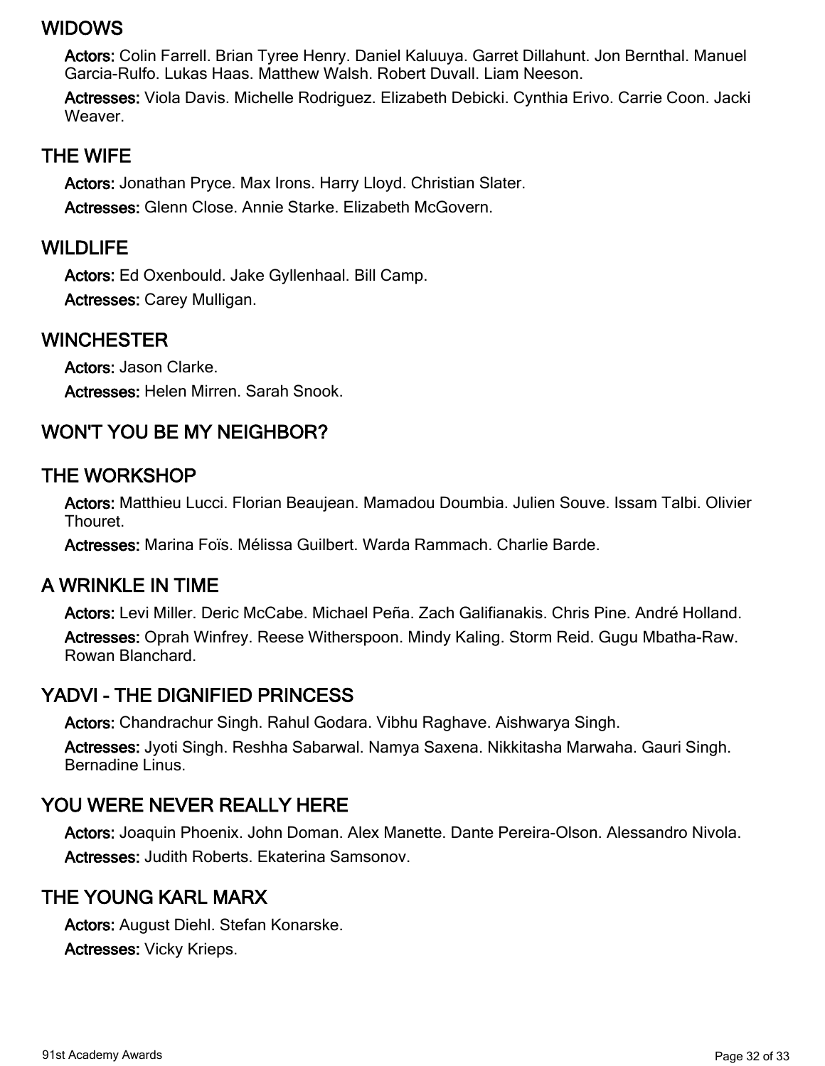## WIDOWS

**Actors:** Colin Farrell. Brian Tyree Henry. Daniel Kaluuya. Garret Dillahunt. Jon Bernthal. Manuel Garcia-Rulfo. Lukas Haas. Matthew Walsh. Robert Duvall. Liam Neeson.

**Actresses:** Viola Davis. Michelle Rodriguez. Elizabeth Debicki. Cynthia Erivo. Carrie Coon. Jacki Weaver.

## THE WIFE

**Actors:** Jonathan Pryce. Max Irons. Harry Lloyd. Christian Slater.

**Actresses:** Glenn Close. Annie Starke. Elizabeth McGovern.

## WILDLIFE

**Actors:** Ed Oxenbould. Jake Gyllenhaal. Bill Camp.

**Actresses:** Carey Mulligan.

## WINCHESTER

**Actors:** Jason Clarke.

**Actresses:** Helen Mirren. Sarah Snook.

## WON'T YOU BE MY NEIGHBOR?

## THE WORKSHOP

**Actors:** Matthieu Lucci. Florian Beaujean. Mamadou Doumbia. Julien Souve. Issam Talbi. Olivier Thouret.

**Actresses:** Marina Foïs. Mélissa Guilbert. Warda Rammach. Charlie Barde.

## A WRINKLE IN TIME

**Actors:** Levi Miller. Deric McCabe. Michael Peña. Zach Galifianakis. Chris Pine. André Holland.

**Actresses:** Oprah Winfrey. Reese Witherspoon. Mindy Kaling. Storm Reid. Gugu Mbatha-Raw. Rowan Blanchard.

## YADVI - THE DIGNIFIED PRINCESS

**Actors:** Chandrachur Singh. Rahul Godara. Vibhu Raghave. Aishwarya Singh.

**Actresses:** Jyoti Singh. Reshha Sabarwal. Namya Saxena. Nikkitasha Marwaha. Gauri Singh. Bernadine Linus.

## YOU WERE NEVER REALLY HERE

**Actors:** Joaquin Phoenix. John Doman. Alex Manette. Dante Pereira-Olson. Alessandro Nivola.

**Actresses:** Judith Roberts. Ekaterina Samsonov.

## THE YOUNG KARL MARX

**Actors:** August Diehl. Stefan Konarske.

**Actresses:** Vicky Krieps.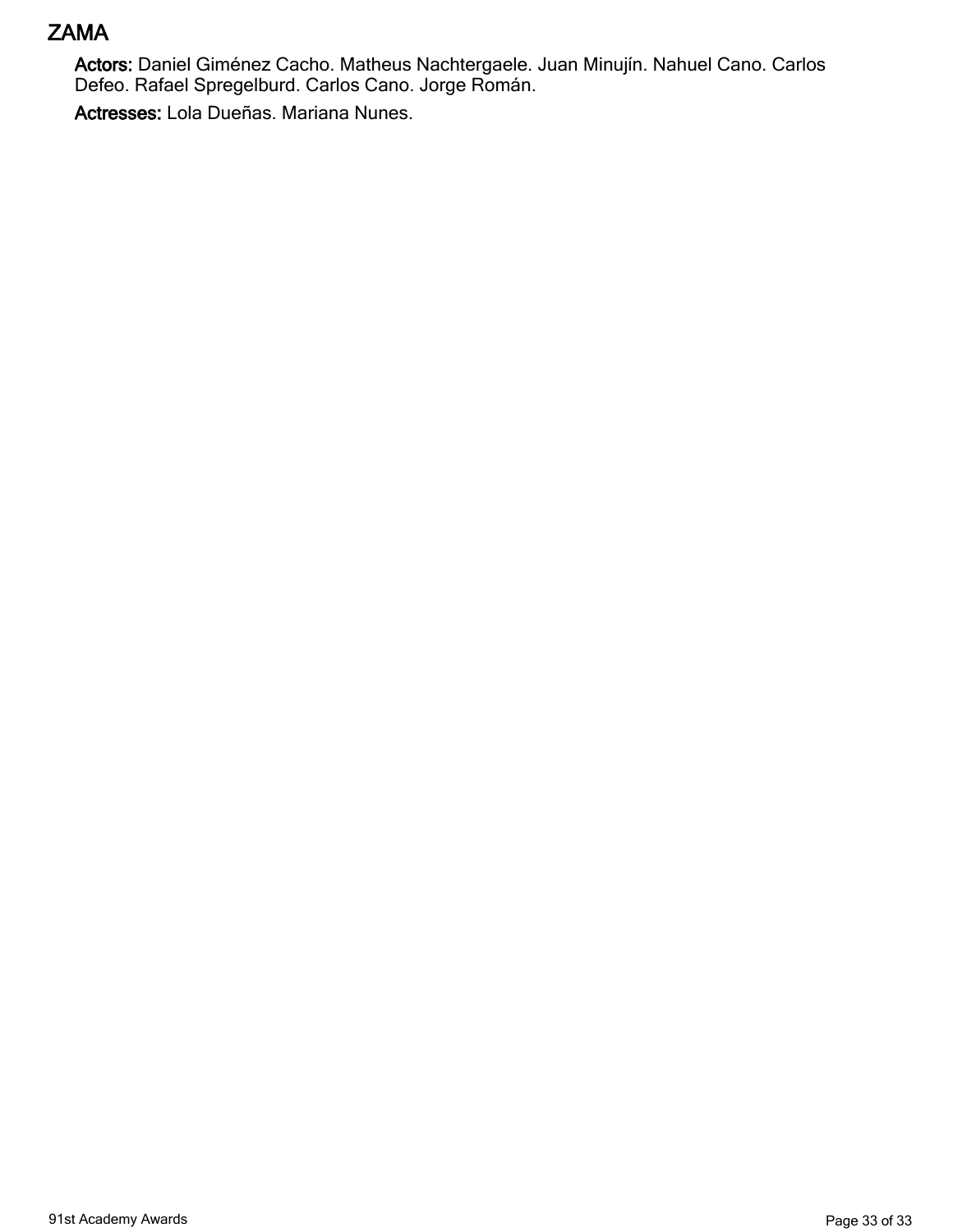## ZAMA

**Actors:** Daniel Giménez Cacho. Matheus Nachtergaele. Juan Minujín. Nahuel Cano. Carlos Defeo. Rafael Spregelburd. Carlos Cano. Jorge Román.

**Actresses:** Lola Dueñas. Mariana Nunes.